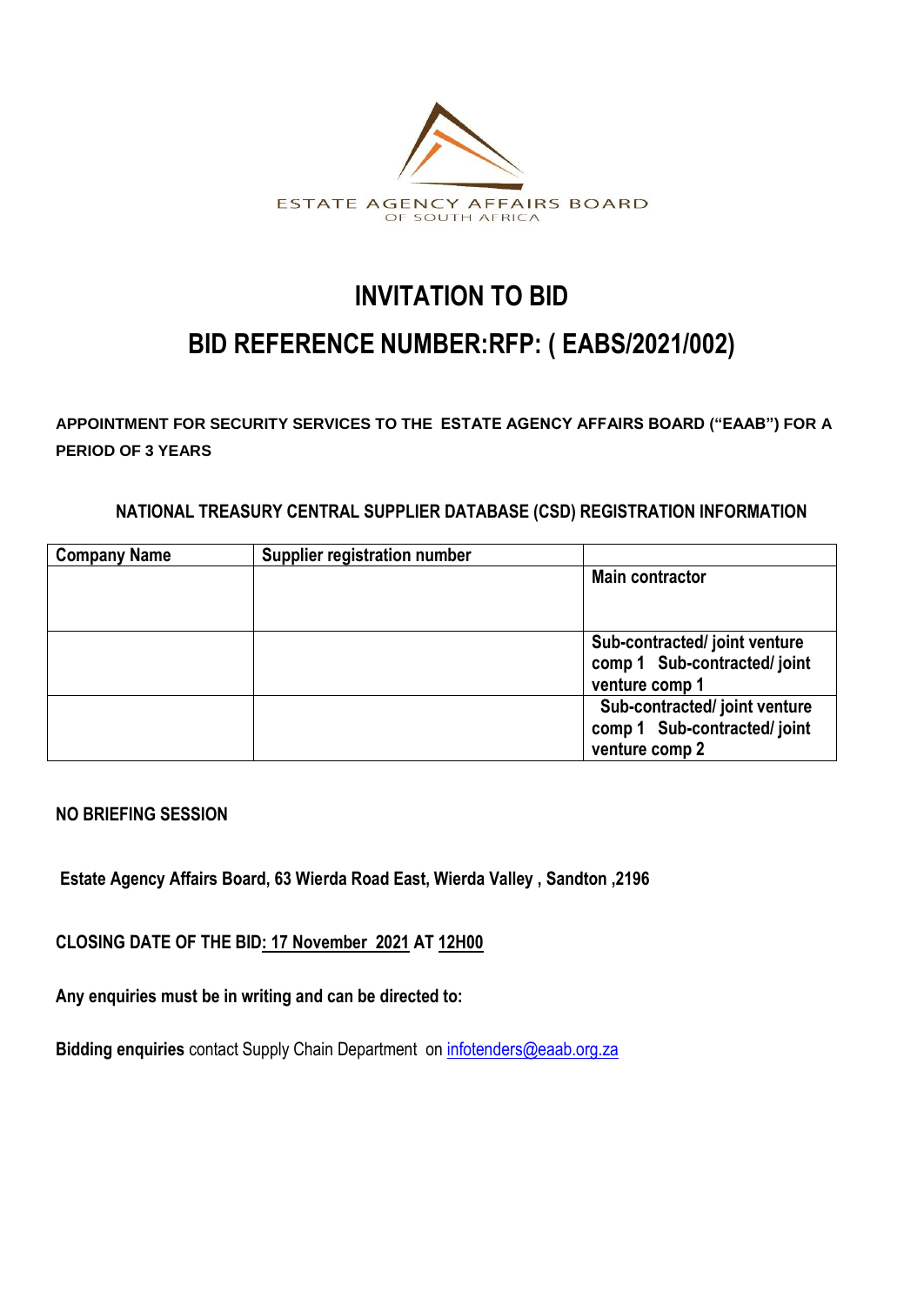ESTATE AGENCY AFFAIRS BOARD
OF SOUTH AFRICA

# INVITATION TO BID

# BID REFERENCE NUMBER:RFP: ( EABS/2021/002)

**APPOINTMENT FOR SECURITY SERVICES TO THE ESTATE AGENCY AFFAIRS BOARD ("EAAB") FOR A PERIOD OF 3 YEARS**

**NATIONAL TREASURY CENTRAL SUPPLIER DATABASE (CSD) REGISTRATION INFORMATION**

| Company Name | Supplier registration number | |
|---|---|---|
| | | **Main contractor** |
| | | **Sub-contracted/ joint venture comp 1 Sub-contracted/ joint venture comp 1** |
| | | **Sub-contracted/ joint venture comp 1 Sub-contracted/ joint venture comp 2** |

**NO BRIEFING SESSION**

**Estate Agency Affairs Board, 63 Wierda Road East, Wierda Valley , Sandton ,2196**

**CLOSING DATE OF THE BID: 17 November 2021 AT 12H00**

**Any enquiries must be in writing and can be directed to:**

**Bidding enquiries** contact Supply Chain Department on infotenders@eaab.org.za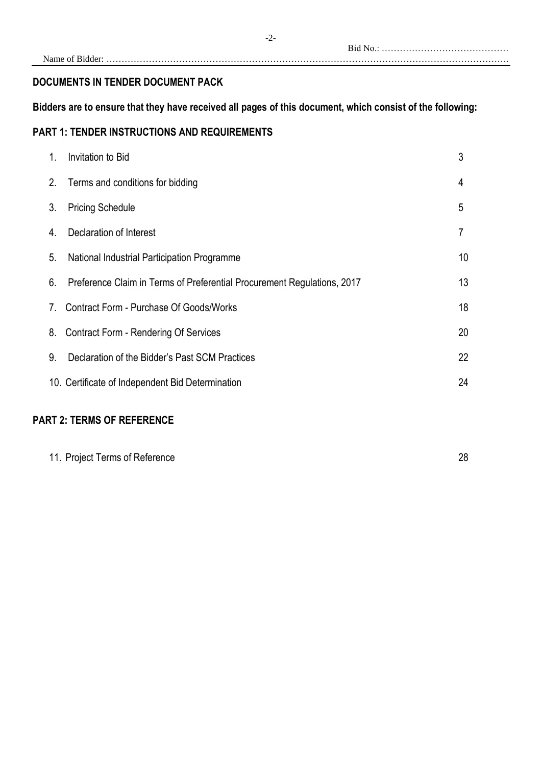Bid No.: ……………………………………

Name of Bidder: ……………………………………………………………………………………………………………………

## DOCUMENTS IN TENDER DOCUMENT PACK

**Bidders are to ensure that they have received all pages of this document, which consist of the following:**

### PART 1: TENDER INSTRUCTIONS AND REQUIREMENTS

| | | |
|---|---|---|
| 1. | Invitation to Bid | 3 |
| 2. | Terms and conditions for bidding | 4 |
| 3. | Pricing Schedule | 5 |
| 4. | Declaration of Interest | 7 |
| 5. | National Industrial Participation Programme | 10 |
| 6. | Preference Claim in Terms of Preferential Procurement Regulations, 2017 | 13 |
| 7. | Contract Form - Purchase Of Goods/Works | 18 |
| 8. | Contract Form - Rendering Of Services | 20 |
| 9. | Declaration of the Bidder's Past SCM Practices | 22 |
| 10. | Certificate of Independent Bid Determination | 24 |

### PART 2: TERMS OF REFERENCE

| | | |
|---|---|---|
| 11. | Project Terms of Reference | 28 |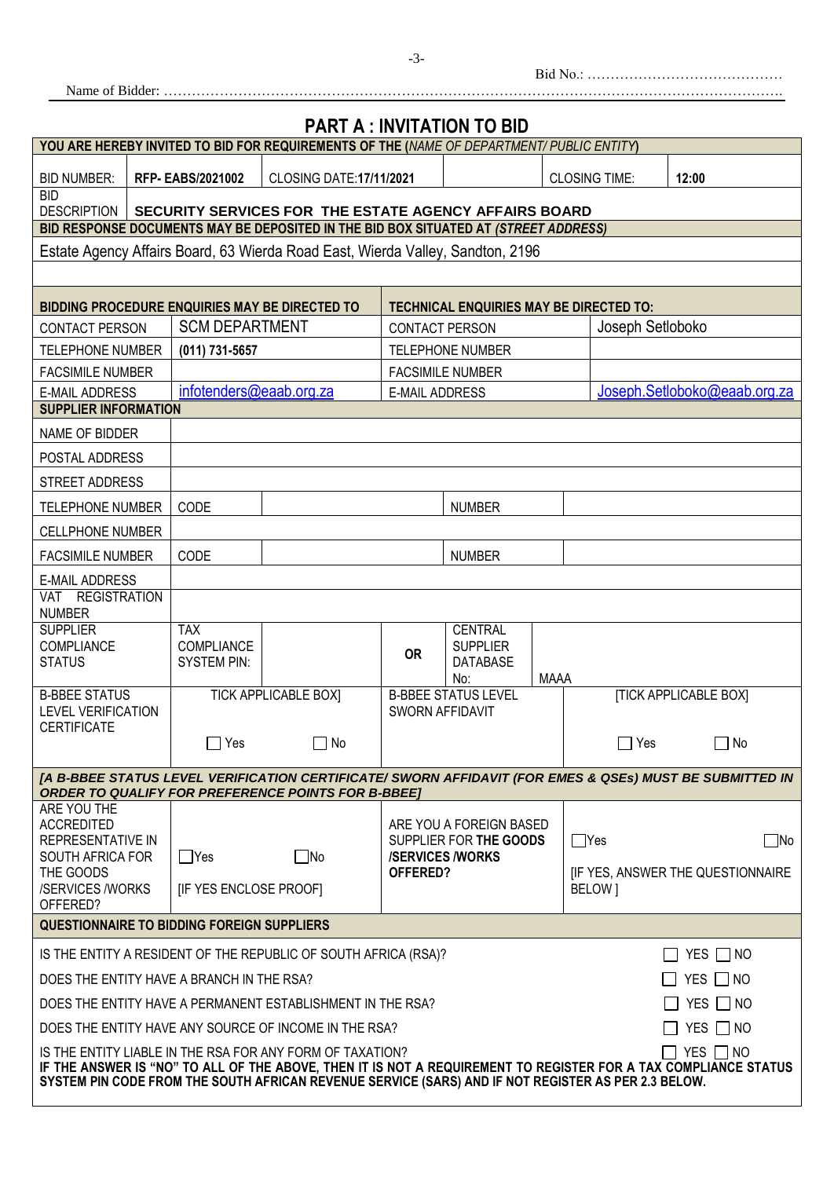Bid No.: ……………………………………

Name of Bidder: ……………………………………………………………………………………………………………

# PART A : INVITATION TO BID

| YOU ARE HEREBY INVITED TO BID FOR REQUIREMENTS OF THE (*NAME OF DEPARTMENT/ PUBLIC ENTITY*) | | | | | |
|---|---|---|---|---|---|
| BID NUMBER: | **RFP- EABS/2021002** | CLOSING DATE:**17/11/2021** | | CLOSING TIME: | **12:00** |
| BID DESCRIPTION | **SECURITY SERVICES FOR THE ESTATE AGENCY AFFAIRS BOARD** | | | | |
| **BID RESPONSE DOCUMENTS MAY BE DEPOSITED IN THE BID BOX SITUATED AT *(STREET ADDRESS)*** | | | | | |
| Estate Agency Affairs Board, 63 Wierda Road East, Wierda Valley, Sandton, 2196 | | | | | |

| BIDDING PROCEDURE ENQUIRIES MAY BE DIRECTED TO | | TECHNICAL ENQUIRIES MAY BE DIRECTED TO: | |
|---|---|---|---|
| CONTACT PERSON | SCM DEPARTMENT | CONTACT PERSON | Joseph Setloboko |
| TELEPHONE NUMBER | **(011) 731-5657** | TELEPHONE NUMBER | |
| FACSIMILE NUMBER | | FACSIMILE NUMBER | |
| E-MAIL ADDRESS | infotenders@eaab.org.za | E-MAIL ADDRESS | Joseph.Setloboko@eaab.org.za |

| SUPPLIER INFORMATION | | | | | |
|---|---|---|---|---|---|
| NAME OF BIDDER | | | | | |
| POSTAL ADDRESS | | | | | |
| STREET ADDRESS | | | | | |
| TELEPHONE NUMBER | CODE | | NUMBER | | |
| CELLPHONE NUMBER | | | | | |
| FACSIMILE NUMBER | CODE | | NUMBER | | |
| E-MAIL ADDRESS | | | | | |
| VAT REGISTRATION NUMBER | | | | | |
| SUPPLIER COMPLIANCE STATUS | TAX COMPLIANCE SYSTEM PIN: | | **OR** | CENTRAL SUPPLIER DATABASE No: | MAAA |
| B-BBEE STATUS LEVEL VERIFICATION CERTIFICATE | TICK APPLICABLE BOX] ☐ Yes ☐ No | | B-BBEE STATUS LEVEL SWORN AFFIDAVIT | | [TICK APPLICABLE BOX] ☐ Yes ☐ No |
| ***[A B-BBEE STATUS LEVEL VERIFICATION CERTIFICATE/ SWORN AFFIDAVIT (FOR EMES & QSEs) MUST BE SUBMITTED IN ORDER TO QUALIFY FOR PREFERENCE POINTS FOR B-BBEE]*** | | | | | |
| ARE YOU THE ACCREDITED REPRESENTATIVE IN SOUTH AFRICA FOR THE GOODS /SERVICES /WORKS OFFERED? | ☐Yes ☐No [IF YES ENCLOSE PROOF] | | ARE YOU A FOREIGN BASED SUPPLIER FOR **THE GOODS /SERVICES /WORKS OFFERED?** | | ☐Yes ☐No [IF YES, ANSWER THE QUESTIONNAIRE BELOW ] |

| QUESTIONNAIRE TO BIDDING FOREIGN SUPPLIERS | |
|---|---|
| IS THE ENTITY A RESIDENT OF THE REPUBLIC OF SOUTH AFRICA (RSA)? | ☐ YES ☐ NO |
| DOES THE ENTITY HAVE A BRANCH IN THE RSA? | ☐ YES ☐ NO |
| DOES THE ENTITY HAVE A PERMANENT ESTABLISHMENT IN THE RSA? | ☐ YES ☐ NO |
| DOES THE ENTITY HAVE ANY SOURCE OF INCOME IN THE RSA? | ☐ YES ☐ NO |
| IS THE ENTITY LIABLE IN THE RSA FOR ANY FORM OF TAXATION? | ☐ YES ☐ NO |

**IF THE ANSWER IS "NO" TO ALL OF THE ABOVE, THEN IT IS NOT A REQUIREMENT TO REGISTER FOR A TAX COMPLIANCE STATUS SYSTEM PIN CODE FROM THE SOUTH AFRICAN REVENUE SERVICE (SARS) AND IF NOT REGISTER AS PER 2.3 BELOW.**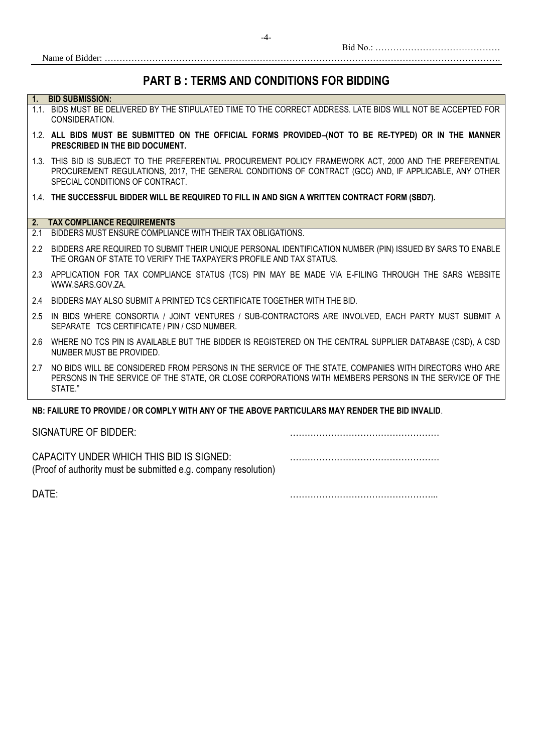Bid No.: …………………………………….

Name of Bidder: …………………………………………………………………………………………………………………….

# PART B : TERMS AND CONDITIONS FOR BIDDING

**1. BID SUBMISSION:**

1.1. BIDS MUST BE DELIVERED BY THE STIPULATED TIME TO THE CORRECT ADDRESS. LATE BIDS WILL NOT BE ACCEPTED FOR CONSIDERATION.

1.2. **ALL BIDS MUST BE SUBMITTED ON THE OFFICIAL FORMS PROVIDED–(NOT TO BE RE-TYPED) OR IN THE MANNER PRESCRIBED IN THE BID DOCUMENT.**

1.3. THIS BID IS SUBJECT TO THE PREFERENTIAL PROCUREMENT POLICY FRAMEWORK ACT, 2000 AND THE PREFERENTIAL PROCUREMENT REGULATIONS, 2017, THE GENERAL CONDITIONS OF CONTRACT (GCC) AND, IF APPLICABLE, ANY OTHER SPECIAL CONDITIONS OF CONTRACT.

1.4. **THE SUCCESSFUL BIDDER WILL BE REQUIRED TO FILL IN AND SIGN A WRITTEN CONTRACT FORM (SBD7).**

**2. TAX COMPLIANCE REQUIREMENTS**

2.1 BIDDERS MUST ENSURE COMPLIANCE WITH THEIR TAX OBLIGATIONS.

2.2 BIDDERS ARE REQUIRED TO SUBMIT THEIR UNIQUE PERSONAL IDENTIFICATION NUMBER (PIN) ISSUED BY SARS TO ENABLE THE ORGAN OF STATE TO VERIFY THE TAXPAYER'S PROFILE AND TAX STATUS.

2.3 APPLICATION FOR TAX COMPLIANCE STATUS (TCS) PIN MAY BE MADE VIA E-FILING THROUGH THE SARS WEBSITE WWW.SARS.GOV.ZA.

2.4 BIDDERS MAY ALSO SUBMIT A PRINTED TCS CERTIFICATE TOGETHER WITH THE BID.

2.5 IN BIDS WHERE CONSORTIA / JOINT VENTURES / SUB-CONTRACTORS ARE INVOLVED, EACH PARTY MUST SUBMIT A SEPARATE TCS CERTIFICATE / PIN / CSD NUMBER.

2.6 WHERE NO TCS PIN IS AVAILABLE BUT THE BIDDER IS REGISTERED ON THE CENTRAL SUPPLIER DATABASE (CSD), A CSD NUMBER MUST BE PROVIDED.

2.7 NO BIDS WILL BE CONSIDERED FROM PERSONS IN THE SERVICE OF THE STATE, COMPANIES WITH DIRECTORS WHO ARE PERSONS IN THE SERVICE OF THE STATE, OR CLOSE CORPORATIONS WITH MEMBERS PERSONS IN THE SERVICE OF THE STATE."

**NB: FAILURE TO PROVIDE / OR COMPLY WITH ANY OF THE ABOVE PARTICULARS MAY RENDER THE BID INVALID**.

SIGNATURE OF BIDDER: ……………………………………………

CAPACITY UNDER WHICH THIS BID IS SIGNED: ……………………………………………
(Proof of authority must be submitted e.g. company resolution)

DATE: …………………………………………...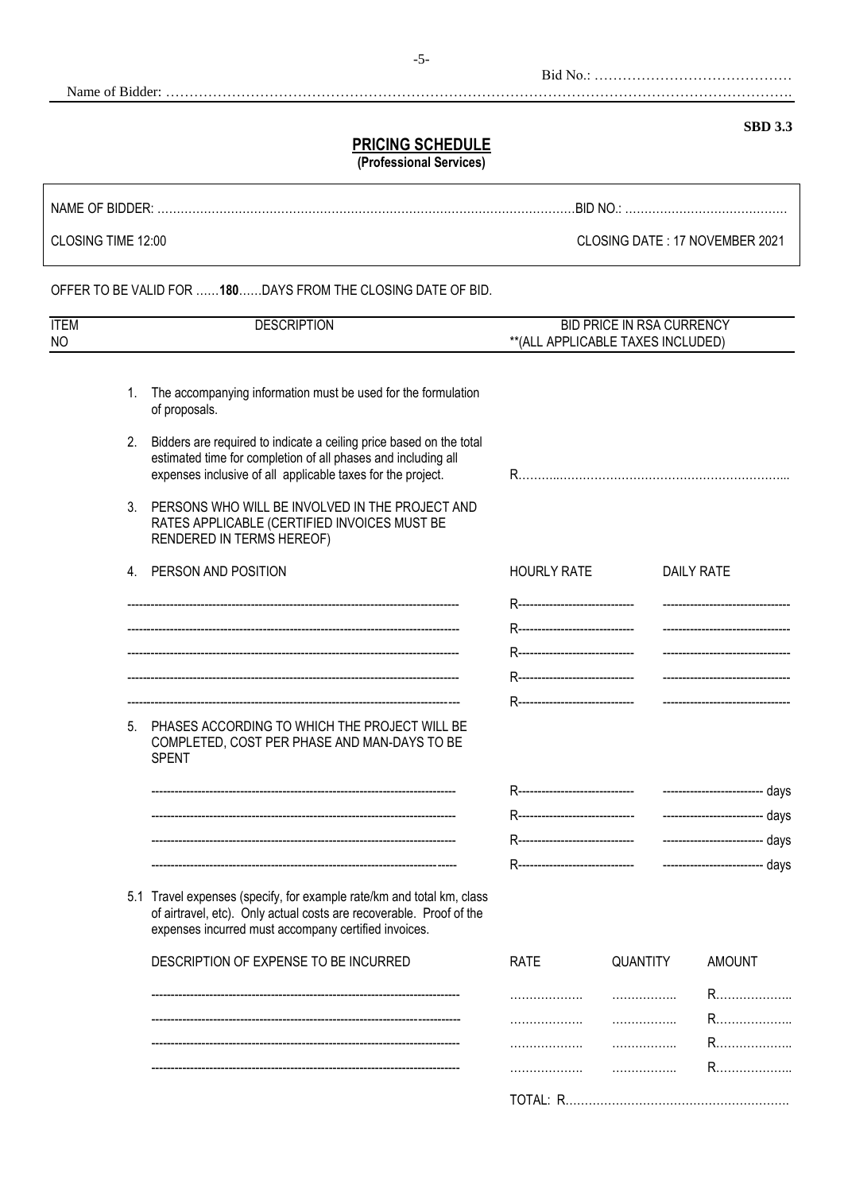Bid No.: …………………………………

Name of Bidder: ……………………………………………………………………………………………………………

**SBD 3.3**

## PRICING SCHEDULE

**(Professional Services)**

NAME OF BIDDER: ……………………………………………………………………………………………BID NO.: ……………………………………

CLOSING TIME 12:00 CLOSING DATE : 17 NOVEMBER 2021

OFFER TO BE VALID FOR ……**180**……DAYS FROM THE CLOSING DATE OF BID.

| ITEM NO | DESCRIPTION | BID PRICE IN RSA CURRENCY **(ALL APPLICABLE TAXES INCLUDED) |
|---|---|---|

1. The accompanying information must be used for the formulation of proposals.

2. Bidders are required to indicate a ceiling price based on the total estimated time for completion of all phases and including all expenses inclusive of all applicable taxes for the project. R……..……………………………………………………...

3. PERSONS WHO WILL BE INVOLVED IN THE PROJECT AND RATES APPLICABLE (CERTIFIED INVOICES MUST BE RENDERED IN TERMS HEREOF)

4. PERSON AND POSITION

| PERSON AND POSITION | HOURLY RATE | DAILY RATE |
|---|---|---|
| ------------------------------------------------------------------------------------- | R------------------------------ | -------------------------------- |
| ------------------------------------------------------------------------------------- | R------------------------------ | -------------------------------- |
| ------------------------------------------------------------------------------------- | R------------------------------ | -------------------------------- |
| ------------------------------------------------------------------------------------- | R------------------------------ | -------------------------------- |
| ------------------------------------------------------------------------------------- | R------------------------------ | -------------------------------- |

5. PHASES ACCORDING TO WHICH THE PROJECT WILL BE COMPLETED, COST PER PHASE AND MAN-DAYS TO BE SPENT

| | | |
|---|---|---|
| ------------------------------------------------------------------------------- | R------------------------------ | -------------------------- days |
| ------------------------------------------------------------------------------- | R------------------------------ | -------------------------- days |
| ------------------------------------------------------------------------------- | R------------------------------ | -------------------------- days |
| ------------------------------------------------------------------------------- | R------------------------------ | -------------------------- days |

5.1 Travel expenses (specify, for example rate/km and total km, class of airtravel, etc). Only actual costs are recoverable. Proof of the expenses incurred must accompany certified invoices.

| DESCRIPTION OF EXPENSE TO BE INCURRED | RATE | QUANTITY | AMOUNT |
|---|---|---|---|
| ------------------------------------------------------------------------------- | ………………. | …………….. | R……………….. |
| ------------------------------------------------------------------------------- | ………………. | …………….. | R……………….. |
| ------------------------------------------------------------------------------- | ………………. | …………….. | R……………….. |
| ------------------------------------------------------------------------------- | ………………. | …………….. | R……………….. |

TOTAL: R…………………………………………………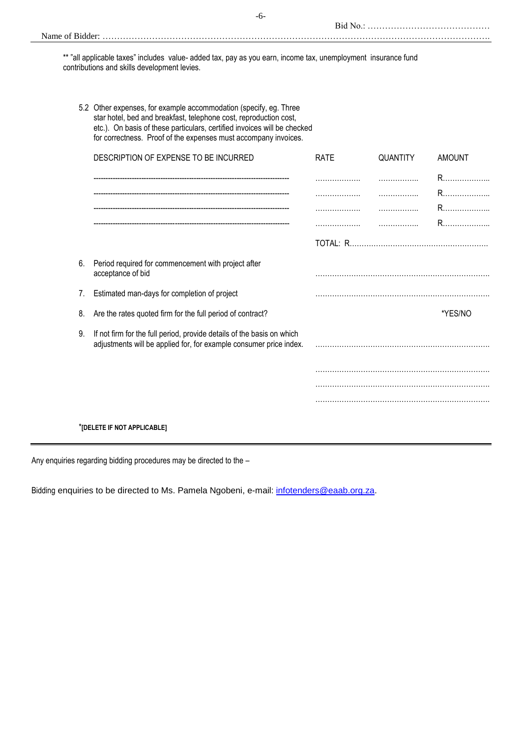Bid No.: ……………………………………

Name of Bidder: ……………………………………………………………………………………………………………………

** "all applicable taxes" includes value- added tax, pay as you earn, income tax, unemployment insurance fund contributions and skills development levies.

5.2 Other expenses, for example accommodation (specify, eg. Three star hotel, bed and breakfast, telephone cost, reproduction cost, etc.). On basis of these particulars, certified invoices will be checked for correctness. Proof of the expenses must accompany invoices.

| DESCRIPTION OF EXPENSE TO BE INCURRED | RATE | QUANTITY | AMOUNT |
|---|---|---|---|
| -------------------------------------------------------------------------------- | ………………. | …………….. | R……………….. |
| -------------------------------------------------------------------------------- | ………………. | …………….. | R……………….. |
| -------------------------------------------------------------------------------- | ………………. | …………….. | R……………….. |
| -------------------------------------------------------------------------------- | ………………. | …………….. | R……………….. |
| | TOTAL: R…………………………………………………. | | |

6. Period required for commencement with project after acceptance of bid ………………………………………………………………

7. Estimated man-days for completion of project ………………………………………………………………

8. Are the rates quoted firm for the full period of contract? *YES/NO

9. If not firm for the full period, provide details of the basis on which adjustments will be applied for, for example consumer price index. ………………………………………………………………

………………………………………………………………

………………………………………………………………

………………………………………………………………

*[DELETE IF NOT APPLICABLE]

---

Any enquiries regarding bidding procedures may be directed to the –

Bidding enquiries to be directed to Ms. Pamela Ngobeni, e-mail: infotenders@eaab.org.za.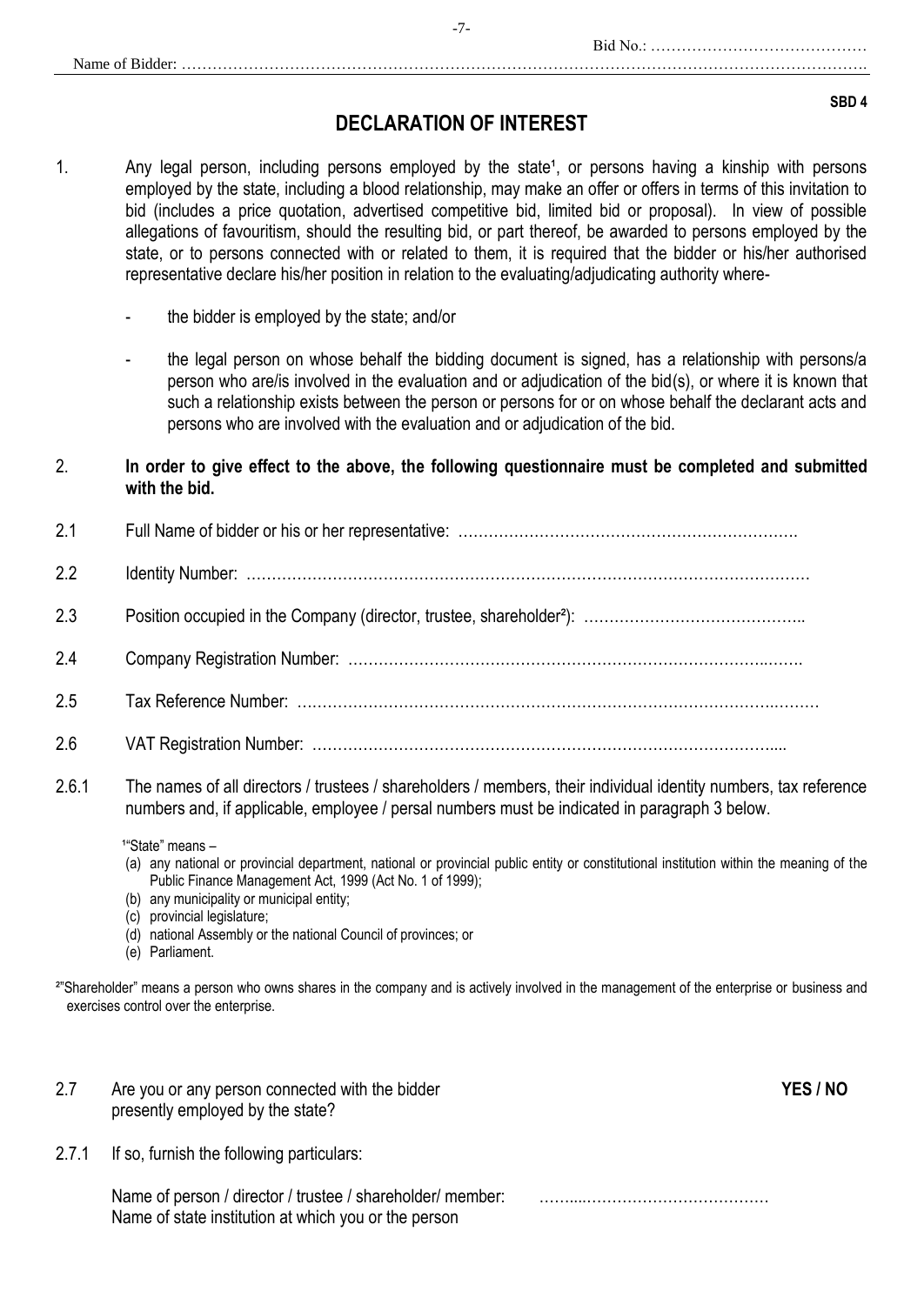Bid No.: ……………………………………

Name of Bidder: ………………………………………………………………………………………………………………………

**SBD 4**

# DECLARATION OF INTEREST

1. Any legal person, including persons employed by the state[1], or persons having a kinship with persons employed by the state, including a blood relationship, may make an offer or offers in terms of this invitation to bid (includes a price quotation, advertised competitive bid, limited bid or proposal). In view of possible allegations of favouritism, should the resulting bid, or part thereof, be awarded to persons employed by the state, or to persons connected with or related to them, it is required that the bidder or his/her authorised representative declare his/her position in relation to the evaluating/adjudicating authority where-

   - the bidder is employed by the state; and/or

   - the legal person on whose behalf the bidding document is signed, has a relationship with persons/a person who are/is involved in the evaluation and or adjudication of the bid(s), or where it is known that such a relationship exists between the person or persons for or on whose behalf the declarant acts and persons who are involved with the evaluation and or adjudication of the bid.

2. **In order to give effect to the above, the following questionnaire must be completed and submitted with the bid.**

2.1 Full Name of bidder or his or her representative: ………………………………………………………….

2.2 Identity Number: ………………………………………………………………………………………………

2.3 Position occupied in the Company (director, trustee, shareholder[2]): ……………………………………..

2.4 Company Registration Number: ……………………………………………………………………….…….

2.5 Tax Reference Number: ……………………………………………………………………………….………

2.6 VAT Registration Number: ……………………………………………………………………………....

2.6.1 The names of all directors / trustees / shareholders / members, their individual identity numbers, tax reference numbers and, if applicable, employee / persal numbers must be indicated in paragraph 3 below.

[1]"State" means –
(a) any national or provincial department, national or provincial public entity or constitutional institution within the meaning of the Public Finance Management Act, 1999 (Act No. 1 of 1999);
(b) any municipality or municipal entity;
(c) provincial legislature;
(d) national Assembly or the national Council of provinces; or
(e) Parliament.

[2]"Shareholder" means a person who owns shares in the company and is actively involved in the management of the enterprise or business and exercises control over the enterprise.

2.7 Are you or any person connected with the bidder presently employed by the state? **YES / NO**

2.7.1 If so, furnish the following particulars:

Name of person / director / trustee / shareholder/ member: ……....………………………………

Name of state institution at which you or the person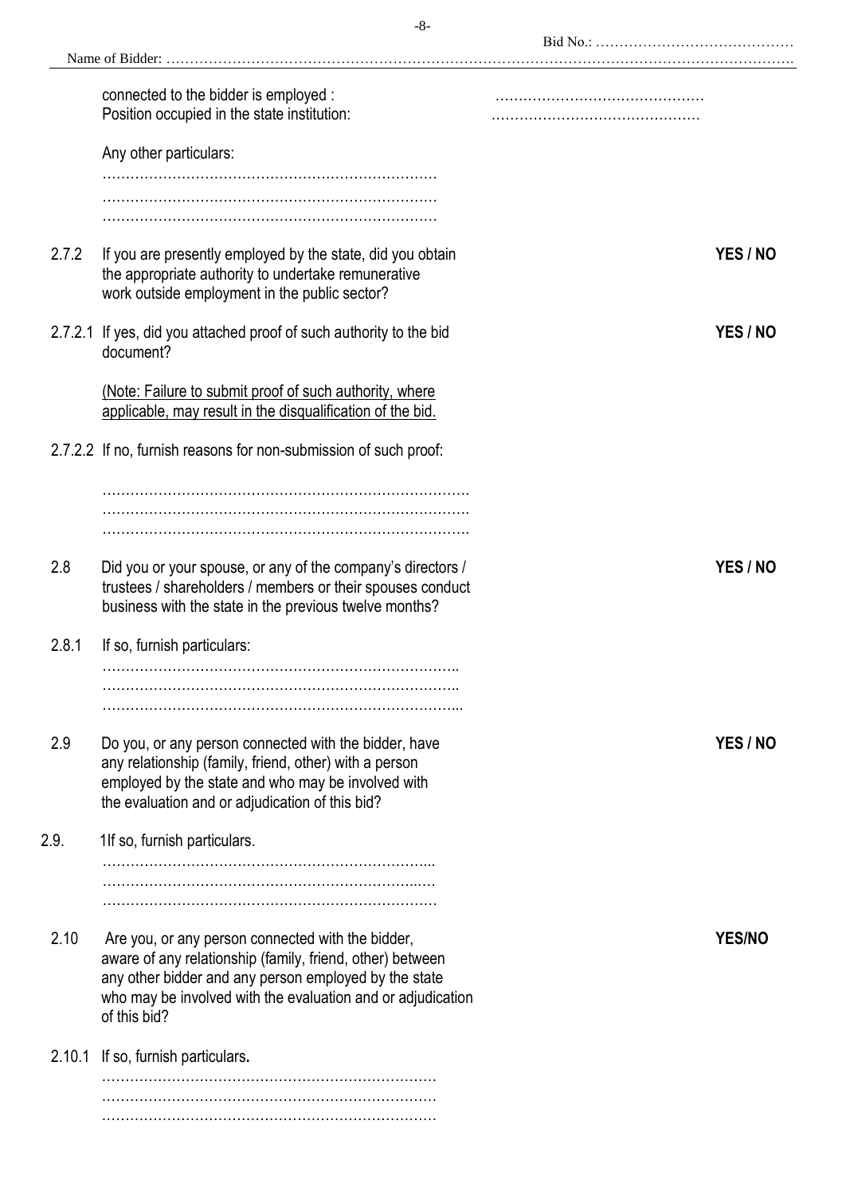Bid No.: ……………………………………

Name of Bidder: ……………………………………………………………………………………………………………………

connected to the bidder is employed : ………………………………………
Position occupied in the state institution: ………………………………………

Any other particulars:
………………………………………………………………
………………………………………………………………
………………………………………………………………

2.7.2 If you are presently employed by the state, did you obtain the appropriate authority to undertake remunerative work outside employment in the public sector? **YES / NO**

2.7.2.1 If yes, did you attached proof of such authority to the bid document? **YES / NO**

(Note: Failure to submit proof of such authority, where applicable, may result in the disqualification of the bid.

2.7.2.2 If no, furnish reasons for non-submission of such proof:

…………………………………………………………………….
…………………………………………………………………….
…………………………………………………………………….

2.8 Did you or your spouse, or any of the company's directors / trustees / shareholders / members or their spouses conduct business with the state in the previous twelve months? **YES / NO**

2.8.1 If so, furnish particulars:
…………………………………………………………………..
…………………………………………………………………..
…………………………………………………………………...

2.9 Do you, or any person connected with the bidder, have any relationship (family, friend, other) with a person employed by the state and who may be involved with the evaluation and or adjudication of this bid? **YES / NO**

2.9. 1If so, furnish particulars.
……………………………………………………………...
…………………………………………………………...…
………………………………………………………………

2.10 Are you, or any person connected with the bidder, aware of any relationship (family, friend, other) between any other bidder and any person employed by the state who may be involved with the evaluation and or adjudication of this bid? **YES/NO**

2.10.1 If so, furnish particulars**.**
………………………………………………………………
………………………………………………………………
………………………………………………………………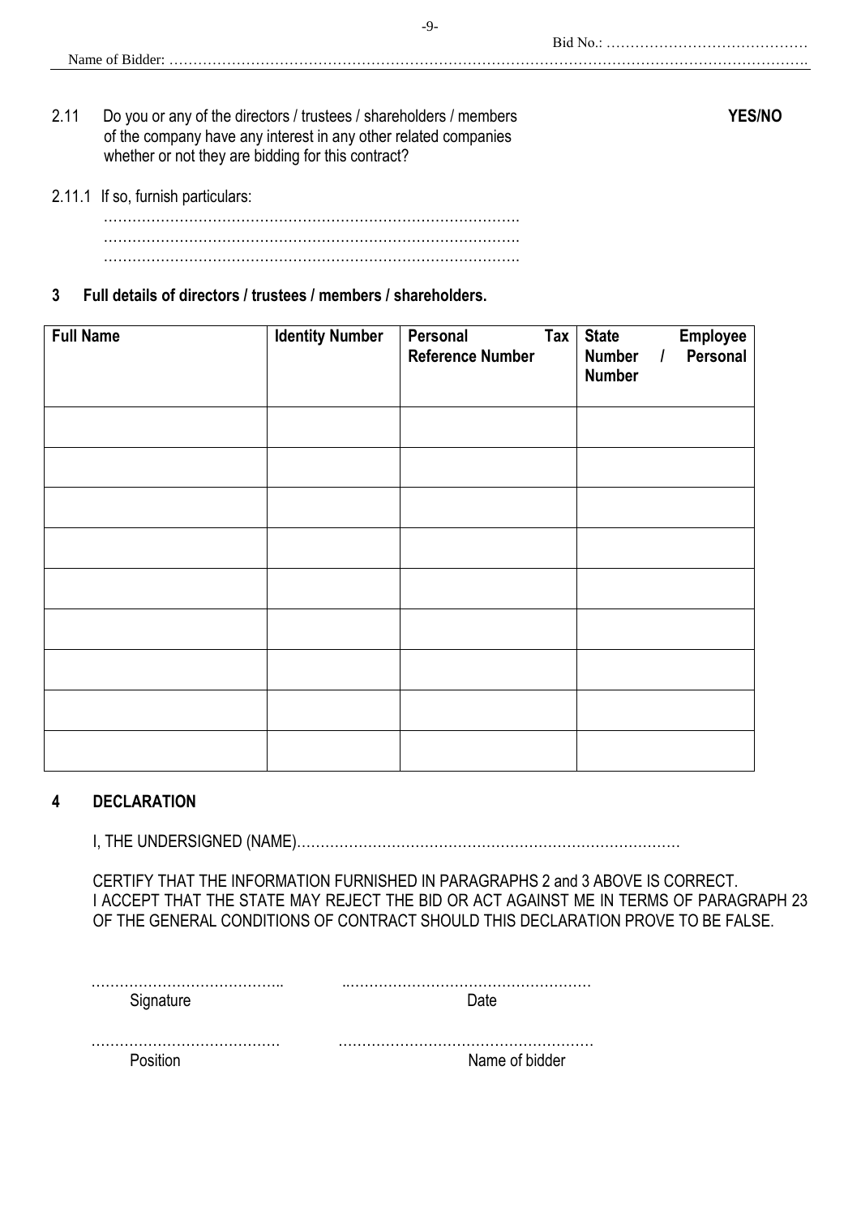Bid No.: ……………………………………

Name of Bidder: ……………………………………………………………………………………………………………………….

2.11 Do you or any of the directors / trustees / shareholders / members of the company have any interest in any other related companies whether or not they are bidding for this contract? **YES/NO**

2.11.1 If so, furnish particulars:

…………………………………………………………………………….
…………………………………………………………………………….
…………………………………………………………………………….

**3 Full details of directors / trustees / members / shareholders.**

| **Full Name** | **Identity Number** | **Personal Tax Reference Number** | **State Employee Number / Personal Number** |
|---|---|---|---|
| | | | |
| | | | |
| | | | |
| | | | |
| | | | |
| | | | |
| | | | |
| | | | |
| | | | |

**4 DECLARATION**

I, THE UNDERSIGNED (NAME)……………………………………………………………………

CERTIFY THAT THE INFORMATION FURNISHED IN PARAGRAPHS 2 and 3 ABOVE IS CORRECT.
I ACCEPT THAT THE STATE MAY REJECT THE BID OR ACT AGAINST ME IN TERMS OF PARAGRAPH 23 OF THE GENERAL CONDITIONS OF CONTRACT SHOULD THIS DECLARATION PROVE TO BE FALSE.

…………………………………..
Signature

……………………………………………
Date

…………………………………
Position

……………………………………………
Name of bidder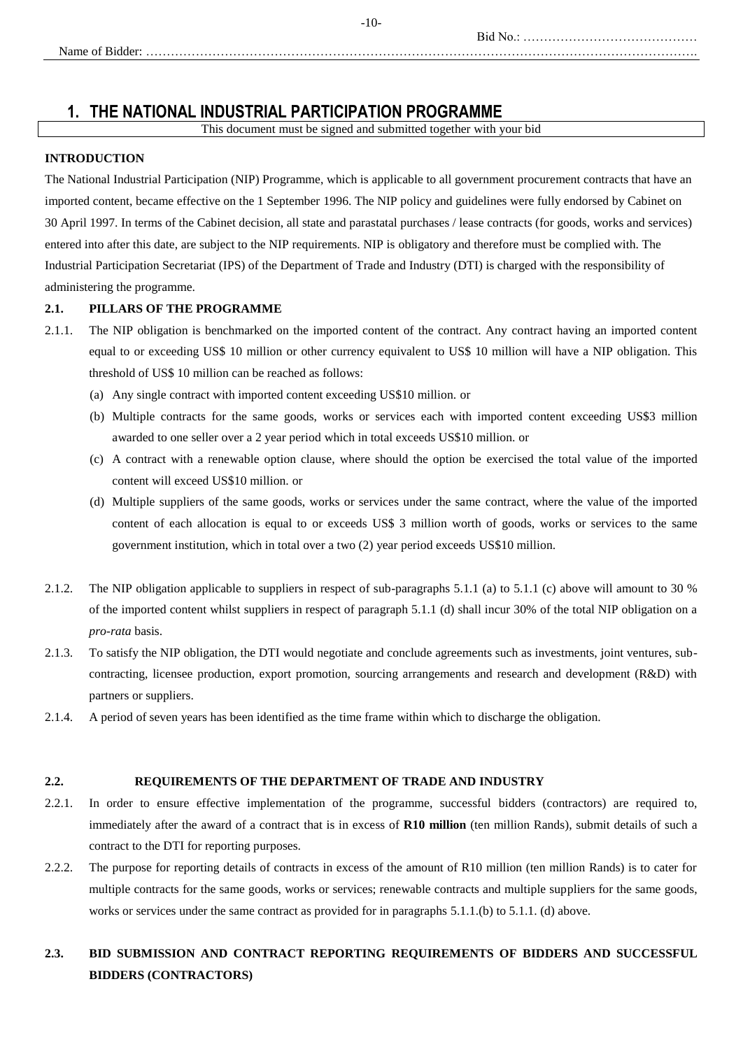Bid No.: ……………………………………

Name of Bidder: ……………………………………………………………………………………………………………………

# 1. THE NATIONAL INDUSTRIAL PARTICIPATION PROGRAMME

This document must be signed and submitted together with your bid

**INTRODUCTION**

The National Industrial Participation (NIP) Programme, which is applicable to all government procurement contracts that have an imported content, became effective on the 1 September 1996. The NIP policy and guidelines were fully endorsed by Cabinet on 30 April 1997. In terms of the Cabinet decision, all state and parastatal purchases / lease contracts (for goods, works and services) entered into after this date, are subject to the NIP requirements. NIP is obligatory and therefore must be complied with. The Industrial Participation Secretariat (IPS) of the Department of Trade and Industry (DTI) is charged with the responsibility of administering the programme.

**2.1. PILLARS OF THE PROGRAMME**

2.1.1. The NIP obligation is benchmarked on the imported content of the contract. Any contract having an imported content equal to or exceeding US$ 10 million or other currency equivalent to US$ 10 million will have a NIP obligation. This threshold of US$ 10 million can be reached as follows:

(a) Any single contract with imported content exceeding US$10 million. or

(b) Multiple contracts for the same goods, works or services each with imported content exceeding US$3 million awarded to one seller over a 2 year period which in total exceeds US$10 million. or

(c) A contract with a renewable option clause, where should the option be exercised the total value of the imported content will exceed US$10 million. or

(d) Multiple suppliers of the same goods, works or services under the same contract, where the value of the imported content of each allocation is equal to or exceeds US$ 3 million worth of goods, works or services to the same government institution, which in total over a two (2) year period exceeds US$10 million.

2.1.2. The NIP obligation applicable to suppliers in respect of sub-paragraphs 5.1.1 (a) to 5.1.1 (c) above will amount to 30 % of the imported content whilst suppliers in respect of paragraph 5.1.1 (d) shall incur 30% of the total NIP obligation on a *pro-rata* basis.

2.1.3. To satisfy the NIP obligation, the DTI would negotiate and conclude agreements such as investments, joint ventures, sub-contracting, licensee production, export promotion, sourcing arrangements and research and development (R&D) with partners or suppliers.

2.1.4. A period of seven years has been identified as the time frame within which to discharge the obligation.

**2.2. REQUIREMENTS OF THE DEPARTMENT OF TRADE AND INDUSTRY**

2.2.1. In order to ensure effective implementation of the programme, successful bidders (contractors) are required to, immediately after the award of a contract that is in excess of **R10 million** (ten million Rands), submit details of such a contract to the DTI for reporting purposes.

2.2.2. The purpose for reporting details of contracts in excess of the amount of R10 million (ten million Rands) is to cater for multiple contracts for the same goods, works or services; renewable contracts and multiple suppliers for the same goods, works or services under the same contract as provided for in paragraphs 5.1.1.(b) to 5.1.1. (d) above.

**2.3. BID SUBMISSION AND CONTRACT REPORTING REQUIREMENTS OF BIDDERS AND SUCCESSFUL BIDDERS (CONTRACTORS)**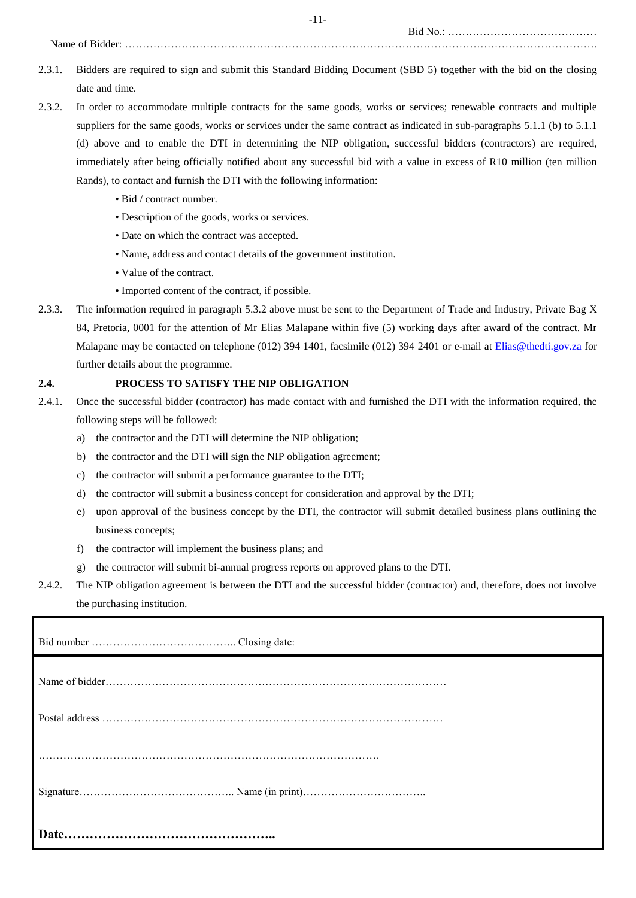Bid No.: ……………………………………

Name of Bidder: ……………………………………………………………………………………………………………………….

2.3.1. Bidders are required to sign and submit this Standard Bidding Document (SBD 5) together with the bid on the closing date and time.

2.3.2. In order to accommodate multiple contracts for the same goods, works or services; renewable contracts and multiple suppliers for the same goods, works or services under the same contract as indicated in sub-paragraphs 5.1.1 (b) to 5.1.1 (d) above and to enable the DTI in determining the NIP obligation, successful bidders (contractors) are required, immediately after being officially notified about any successful bid with a value in excess of R10 million (ten million Rands), to contact and furnish the DTI with the following information:

- Bid / contract number.
- Description of the goods, works or services.
- Date on which the contract was accepted.
- Name, address and contact details of the government institution.
- Value of the contract.
- Imported content of the contract, if possible.

2.3.3. The information required in paragraph 5.3.2 above must be sent to the Department of Trade and Industry, Private Bag X 84, Pretoria, 0001 for the attention of Mr Elias Malapane within five (5) working days after award of the contract. Mr Malapane may be contacted on telephone (012) 394 1401, facsimile (012) 394 2401 or e-mail at Elias@thedti.gov.za for further details about the programme.

**2.4. PROCESS TO SATISFY THE NIP OBLIGATION**

2.4.1. Once the successful bidder (contractor) has made contact with and furnished the DTI with the information required, the following steps will be followed:

a) the contractor and the DTI will determine the NIP obligation;
b) the contractor and the DTI will sign the NIP obligation agreement;
c) the contractor will submit a performance guarantee to the DTI;
d) the contractor will submit a business concept for consideration and approval by the DTI;
e) upon approval of the business concept by the DTI, the contractor will submit detailed business plans outlining the business concepts;
f) the contractor will implement the business plans; and
g) the contractor will submit bi-annual progress reports on approved plans to the DTI.

2.4.2. The NIP obligation agreement is between the DTI and the successful bidder (contractor) and, therefore, does not involve the purchasing institution.

Bid number ………………………………….. Closing date:

Name of bidder……………………………………………………………………………………

Postal address ……………………………………………………………………………………

……………………………………………………………………………………

Signature…………………………………….. Name (in print)……………………………..

**Date…………………………………………..**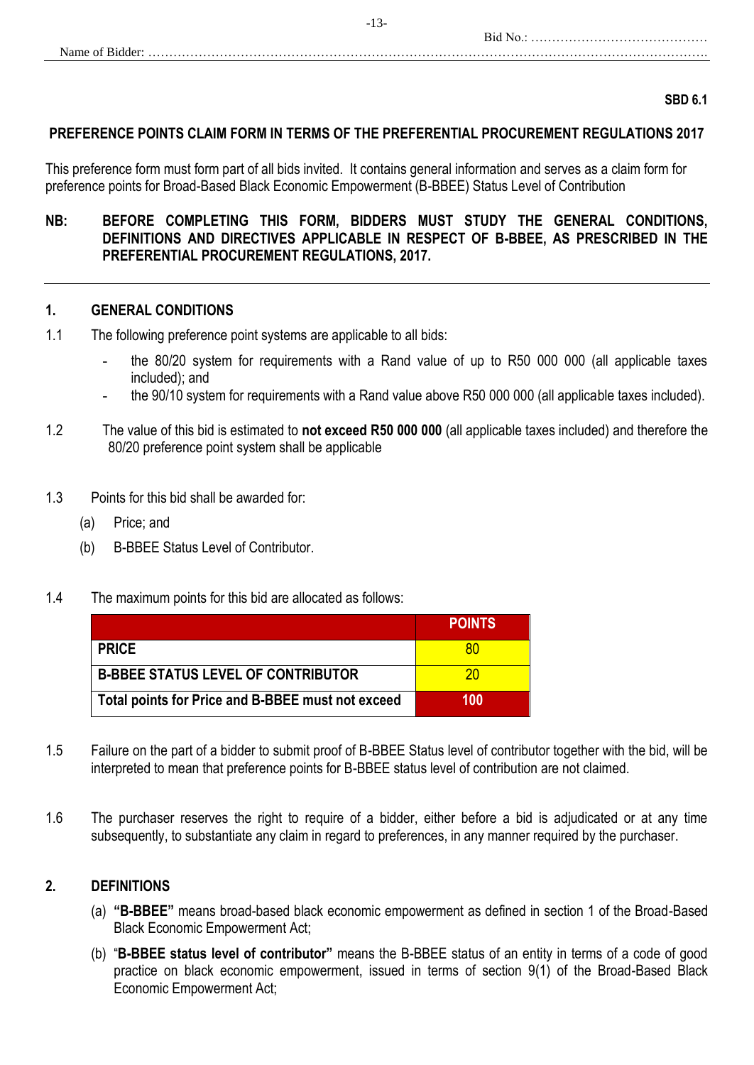Bid No.: ……………………………………

Name of Bidder: ……………………………………………………………………………………………………………

**SBD 6.1**

## PREFERENCE POINTS CLAIM FORM IN TERMS OF THE PREFERENTIAL PROCUREMENT REGULATIONS 2017

This preference form must form part of all bids invited. It contains general information and serves as a claim form for preference points for Broad-Based Black Economic Empowerment (B-BBEE) Status Level of Contribution

**NB: BEFORE COMPLETING THIS FORM, BIDDERS MUST STUDY THE GENERAL CONDITIONS, DEFINITIONS AND DIRECTIVES APPLICABLE IN RESPECT OF B-BBEE, AS PRESCRIBED IN THE PREFERENTIAL PROCUREMENT REGULATIONS, 2017.**

---

### 1. GENERAL CONDITIONS

1.1 The following preference point systems are applicable to all bids:

- the 80/20 system for requirements with a Rand value of up to R50 000 000 (all applicable taxes included); and
- the 90/10 system for requirements with a Rand value above R50 000 000 (all applicable taxes included).

1.2 The value of this bid is estimated to **not exceed R50 000 000** (all applicable taxes included) and therefore the 80/20 preference point system shall be applicable

1.3 Points for this bid shall be awarded for:

(a) Price; and

(b) B-BBEE Status Level of Contributor.

1.4 The maximum points for this bid are allocated as follows:

| | POINTS |
|---|---|
| **PRICE** | 80 |
| **B-BBEE STATUS LEVEL OF CONTRIBUTOR** | 20 |
| **Total points for Price and B-BBEE must not exceed** | **100** |

1.5 Failure on the part of a bidder to submit proof of B-BBEE Status level of contributor together with the bid, will be interpreted to mean that preference points for B-BBEE status level of contribution are not claimed.

1.6 The purchaser reserves the right to require of a bidder, either before a bid is adjudicated or at any time subsequently, to substantiate any claim in regard to preferences, in any manner required by the purchaser.

### 2. DEFINITIONS

(a) **"B-BBEE"** means broad-based black economic empowerment as defined in section 1 of the Broad-Based Black Economic Empowerment Act;

(b) "**B-BBEE status level of contributor"** means the B-BBEE status of an entity in terms of a code of good practice on black economic empowerment, issued in terms of section 9(1) of the Broad-Based Black Economic Empowerment Act;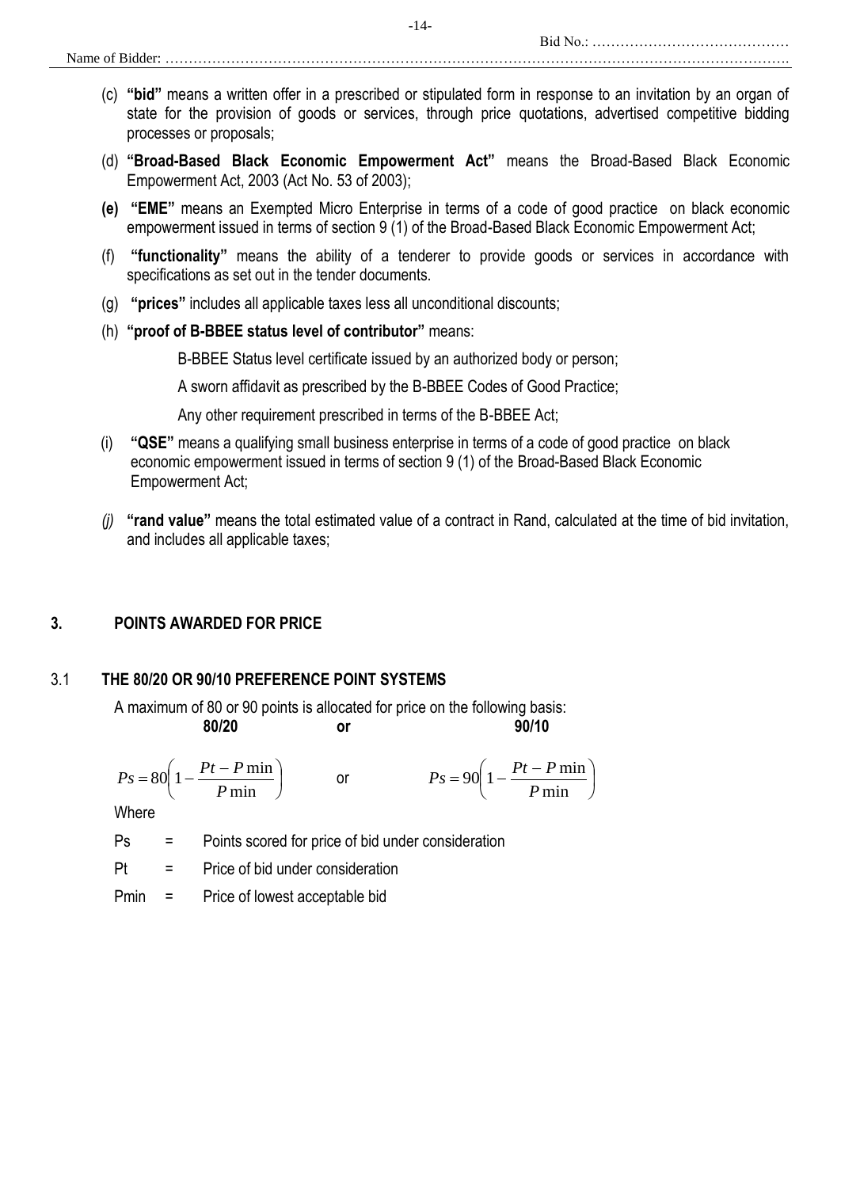(c) **"bid"** means a written offer in a prescribed or stipulated form in response to an invitation by an organ of state for the provision of goods or services, through price quotations, advertised competitive bidding processes or proposals;

(d) **"Broad-Based Black Economic Empowerment Act"** means the Broad-Based Black Economic Empowerment Act, 2003 (Act No. 53 of 2003);

**(e)** **"EME"** means an Exempted Micro Enterprise in terms of a code of good practice on black economic empowerment issued in terms of section 9 (1) of the Broad-Based Black Economic Empowerment Act;

(f) **"functionality"** means the ability of a tenderer to provide goods or services in accordance with specifications as set out in the tender documents.

(g) **"prices"** includes all applicable taxes less all unconditional discounts;

(h) **"proof of B-BBEE status level of contributor"** means:

B-BBEE Status level certificate issued by an authorized body or person;

A sworn affidavit as prescribed by the B-BBEE Codes of Good Practice;

Any other requirement prescribed in terms of the B-BBEE Act;

(i) **"QSE"** means a qualifying small business enterprise in terms of a code of good practice on black economic empowerment issued in terms of section 9 (1) of the Broad-Based Black Economic Empowerment Act;

*(j)* **"rand value"** means the total estimated value of a contract in Rand, calculated at the time of bid invitation, and includes all applicable taxes;

## 3. POINTS AWARDED FOR PRICE

### 3.1 THE 80/20 OR 90/10 PREFERENCE POINT SYSTEMS

A maximum of 80 or 90 points is allocated for price on the following basis:

**80/20** **or** **90/10**

$$Ps = 80\left(1 - \frac{Pt - P\min}{P\min}\right) \quad \text{or} \quad Ps = 90\left(1 - \frac{Pt - P\min}{P\min}\right)$$

Where

Ps = Points scored for price of bid under consideration

Pt = Price of bid under consideration

Pmin = Price of lowest acceptable bid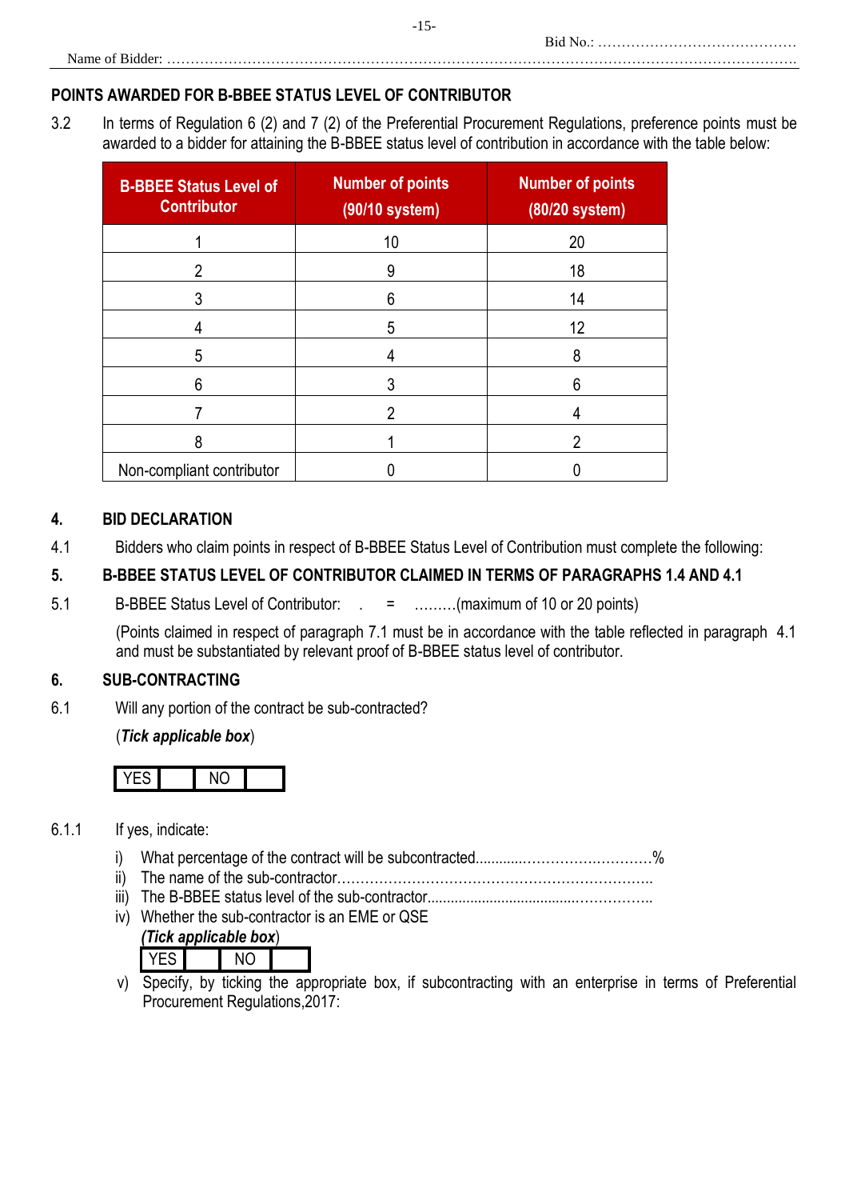Bid No.: ……………………………………

Name of Bidder: ………………………………………………………………………………………………………………….

## POINTS AWARDED FOR B-BBEE STATUS LEVEL OF CONTRIBUTOR

3.2 In terms of Regulation 6 (2) and 7 (2) of the Preferential Procurement Regulations, preference points must be awarded to a bidder for attaining the B-BBEE status level of contribution in accordance with the table below:

| B-BBEE Status Level of Contributor | Number of points (90/10 system) | Number of points (80/20 system) |
|---|---|---|
| 1 | 10 | 20 |
| 2 | 9 | 18 |
| 3 | 6 | 14 |
| 4 | 5 | 12 |
| 5 | 4 | 8 |
| 6 | 3 | 6 |
| 7 | 2 | 4 |
| 8 | 1 | 2 |
| Non-compliant contributor | 0 | 0 |

## 4. BID DECLARATION

4.1 Bidders who claim points in respect of B-BBEE Status Level of Contribution must complete the following:

## 5. B-BBEE STATUS LEVEL OF CONTRIBUTOR CLAIMED IN TERMS OF PARAGRAPHS 1.4 AND 4.1

5.1 B-BBEE Status Level of Contributor: . = ………(maximum of 10 or 20 points)

(Points claimed in respect of paragraph 7.1 must be in accordance with the table reflected in paragraph 4.1 and must be substantiated by relevant proof of B-BBEE status level of contributor.

## 6. SUB-CONTRACTING

6.1 Will any portion of the contract be sub-contracted?

(***Tick applicable box***)

| YES | | NO | |
|---|---|---|---|

6.1.1 If yes, indicate:

i) What percentage of the contract will be subcontracted............……………….…………%
ii) The name of the sub-contractor…………………………………………………………..
iii) The B-BBEE status level of the sub-contractor......................................……………..
iv) Whether the sub-contractor is an EME or QSE

(***Tick applicable box***)

| YES | | NO | |
|---|---|---|---|

v) Specify, by ticking the appropriate box, if subcontracting with an enterprise in terms of Preferential Procurement Regulations,2017: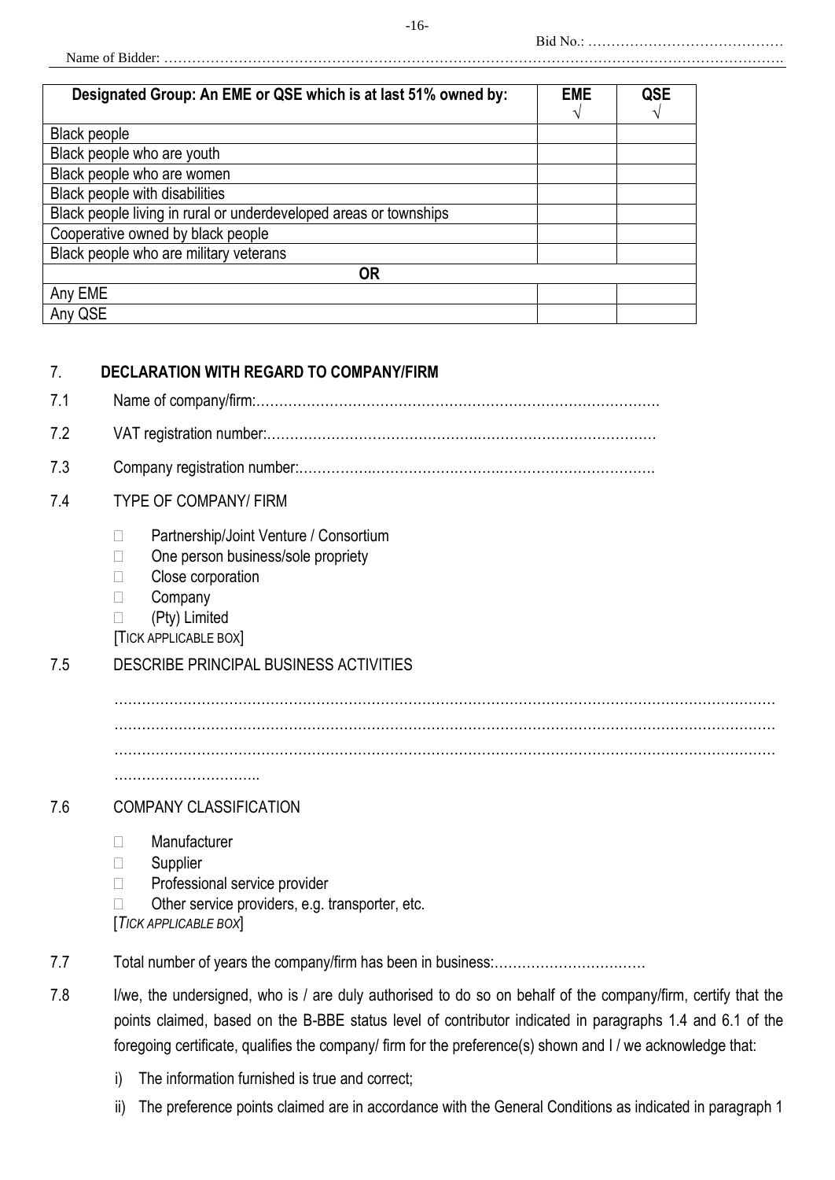Bid No.: ……………………………………

Name of Bidder: ……………………………………………………………………………………………………………………….

| Designated Group: An EME or QSE which is at last 51% owned by: | EME √ | QSE √ |
|---|---|---|
| Black people | | |
| Black people who are youth | | |
| Black people who are women | | |
| Black people with disabilities | | |
| Black people living in rural or underdeveloped areas or townships | | |
| Cooperative owned by black people | | |
| Black people who are military veterans | | |
| **OR** | | |
| Any EME | | |
| Any QSE | | |

## 7. DECLARATION WITH REGARD TO COMPANY/FIRM

7.1 Name of company/firm:………………………………………………………………………….

7.2 VAT registration number:……………………………………….…………………………………

7.3 Company registration number:…………….…………………….…………………………….

7.4 TYPE OF COMPANY/ FIRM

- □ Partnership/Joint Venture / Consortium
- □ One person business/sole propriety
- □ Close corporation
- □ Company
- □ (Pty) Limited

[TICK APPLICABLE BOX]

7.5 DESCRIBE PRINCIPAL BUSINESS ACTIVITIES

………………………………………………………………………………………………………………
………………………………………………………………………………………………………………
………………………………………………………………………………………………………………
…………………………..

7.6 COMPANY CLASSIFICATION

- □ Manufacturer
- □ Supplier
- □ Professional service provider
- □ Other service providers, e.g. transporter, etc.

[*TICK APPLICABLE BOX*]

7.7 Total number of years the company/firm has been in business:……………………………

7.8 I/we, the undersigned, who is / are duly authorised to do so on behalf of the company/firm, certify that the points claimed, based on the B-BBE status level of contributor indicated in paragraphs 1.4 and 6.1 of the foregoing certificate, qualifies the company/ firm for the preference(s) shown and I / we acknowledge that:

i) The information furnished is true and correct;

ii) The preference points claimed are in accordance with the General Conditions as indicated in paragraph 1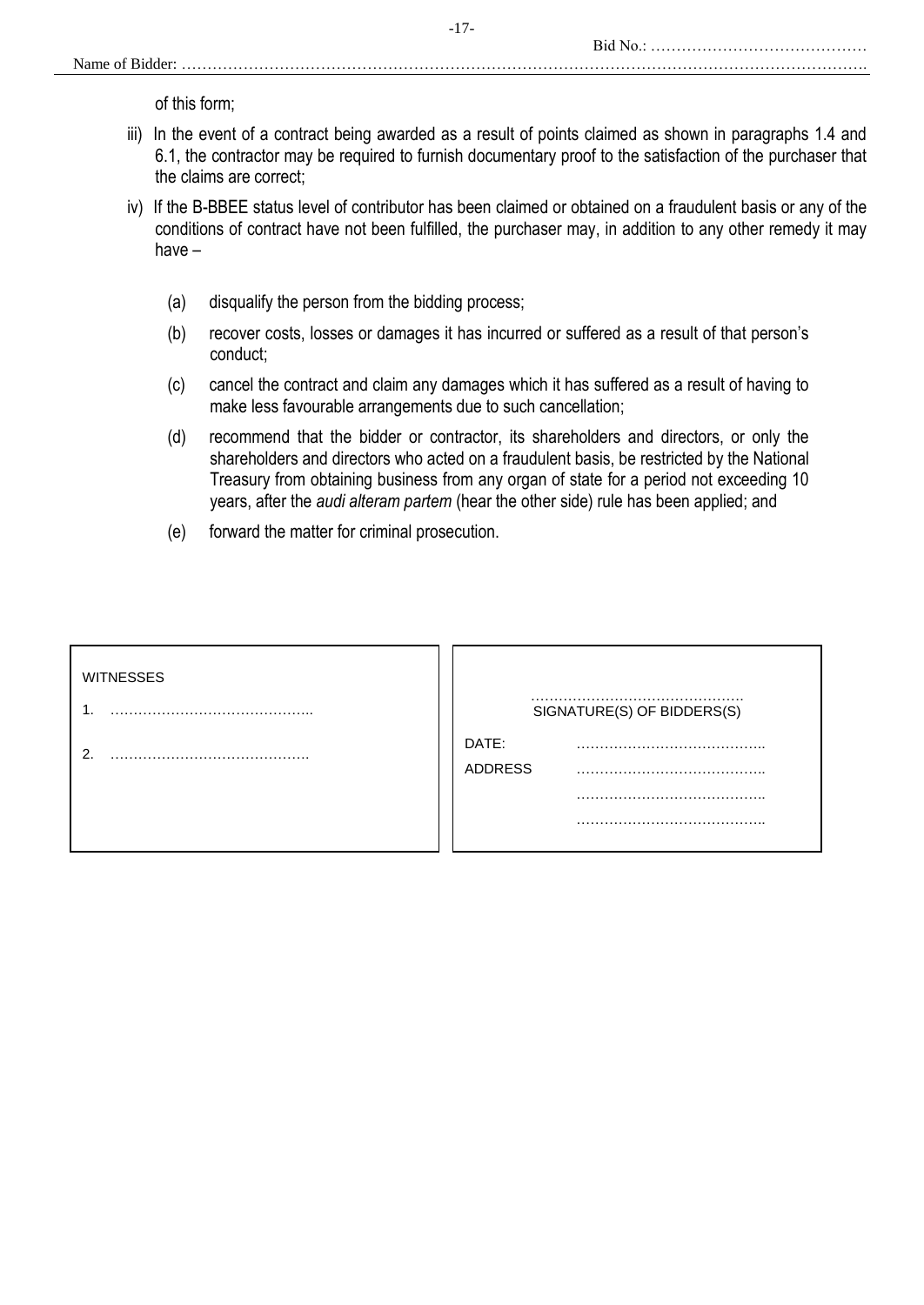of this form;

iii) In the event of a contract being awarded as a result of points claimed as shown in paragraphs 1.4 and 6.1, the contractor may be required to furnish documentary proof to the satisfaction of the purchaser that the claims are correct;

iv) If the B-BBEE status level of contributor has been claimed or obtained on a fraudulent basis or any of the conditions of contract have not been fulfilled, the purchaser may, in addition to any other remedy it may have –

(a) disqualify the person from the bidding process;

(b) recover costs, losses or damages it has incurred or suffered as a result of that person's conduct;

(c) cancel the contract and claim any damages which it has suffered as a result of having to make less favourable arrangements due to such cancellation;

(d) recommend that the bidder or contractor, its shareholders and directors, or only the shareholders and directors who acted on a fraudulent basis, be restricted by the National Treasury from obtaining business from any organ of state for a period not exceeding 10 years, after the *audi alteram partem* (hear the other side) rule has been applied; and

(e) forward the matter for criminal prosecution.

| WITNESSES | |
|---|---|
| 1. …………………………………….. | ……………………………………… SIGNATURE(S) OF BIDDERS(S) |
| 2. ……………………………………. | DATE: ………………………………….. |
| | ADDRESS ………………………………….. |
| | ………………………………….. |
| | ………………………………….. |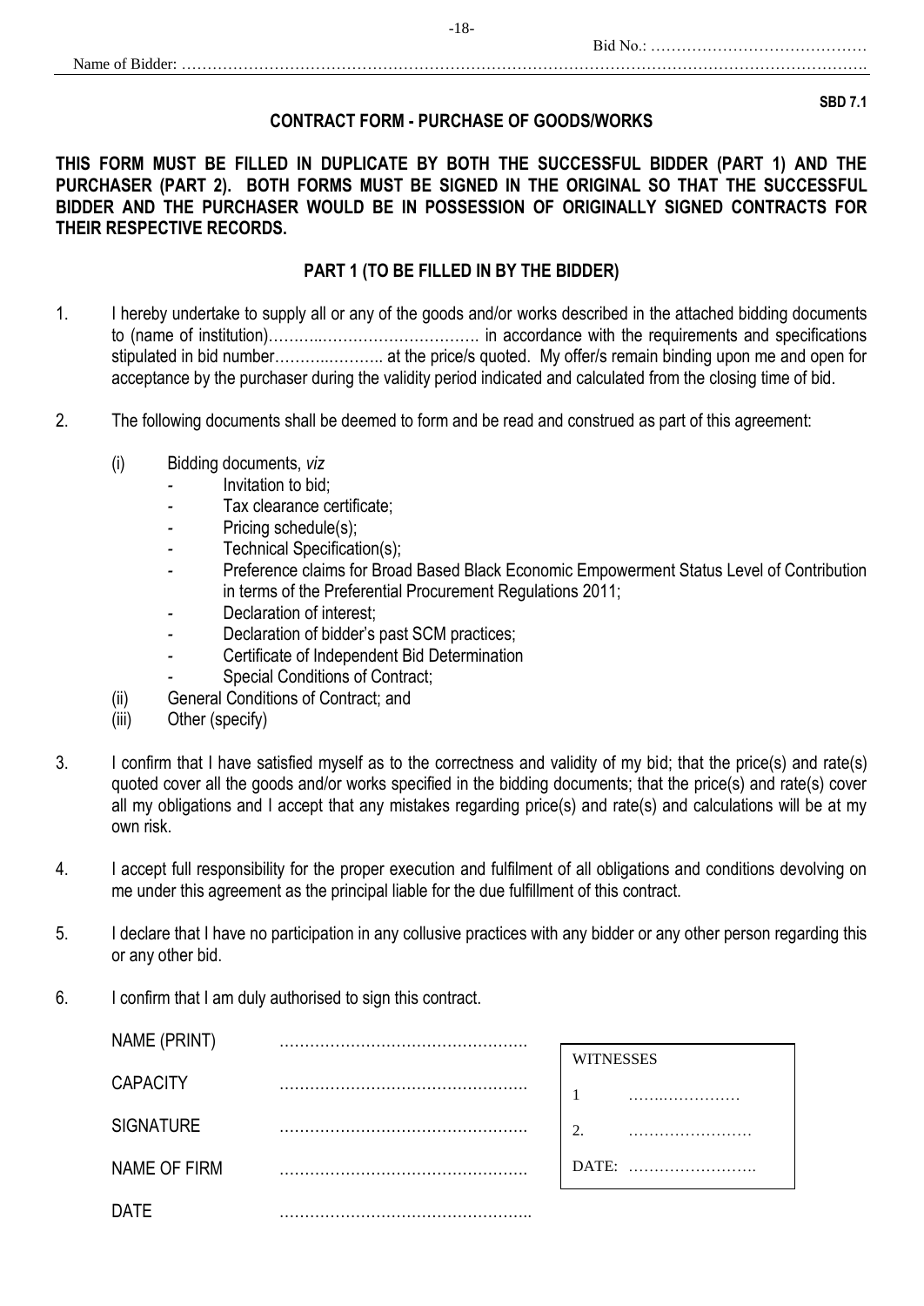Bid No.: ……………………………………

Name of Bidder: ……………………………………………………………………………………………………………………….

**SBD 7.1**

## CONTRACT FORM - PURCHASE OF GOODS/WORKS

**THIS FORM MUST BE FILLED IN DUPLICATE BY BOTH THE SUCCESSFUL BIDDER (PART 1) AND THE PURCHASER (PART 2). BOTH FORMS MUST BE SIGNED IN THE ORIGINAL SO THAT THE SUCCESSFUL BIDDER AND THE PURCHASER WOULD BE IN POSSESSION OF ORIGINALLY SIGNED CONTRACTS FOR THEIR RESPECTIVE RECORDS.**

### PART 1 (TO BE FILLED IN BY THE BIDDER)

1. I hereby undertake to supply all or any of the goods and/or works described in the attached bidding documents to (name of institution)……….……………………………. in accordance with the requirements and specifications stipulated in bid number………..……….. at the price/s quoted. My offer/s remain binding upon me and open for acceptance by the purchaser during the validity period indicated and calculated from the closing time of bid.

2. The following documents shall be deemed to form and be read and construed as part of this agreement:

   (i) Bidding documents, *viz*
   - Invitation to bid;
   - Tax clearance certificate;
   - Pricing schedule(s);
   - Technical Specification(s);
   - Preference claims for Broad Based Black Economic Empowerment Status Level of Contribution in terms of the Preferential Procurement Regulations 2011;
   - Declaration of interest;
   - Declaration of bidder's past SCM practices;
   - Certificate of Independent Bid Determination
   - Special Conditions of Contract;

   (ii) General Conditions of Contract; and

   (iii) Other (specify)

3. I confirm that I have satisfied myself as to the correctness and validity of my bid; that the price(s) and rate(s) quoted cover all the goods and/or works specified in the bidding documents; that the price(s) and rate(s) cover all my obligations and I accept that any mistakes regarding price(s) and rate(s) and calculations will be at my own risk.

4. I accept full responsibility for the proper execution and fulfilment of all obligations and conditions devolving on me under this agreement as the principal liable for the due fulfillment of this contract.

5. I declare that I have no participation in any collusive practices with any bidder or any other person regarding this or any other bid.

6. I confirm that I am duly authorised to sign this contract.

NAME (PRINT) ………………………………………….

CAPACITY ………………………………………….

SIGNATURE ………………………………………….

NAME OF FIRM ………………………………………….

DATE …………………………………………..

| WITNESSES | |
|---|---|
| 1 | ……..…………… |
| 2. | …………………… |
| DATE: | ……………………. |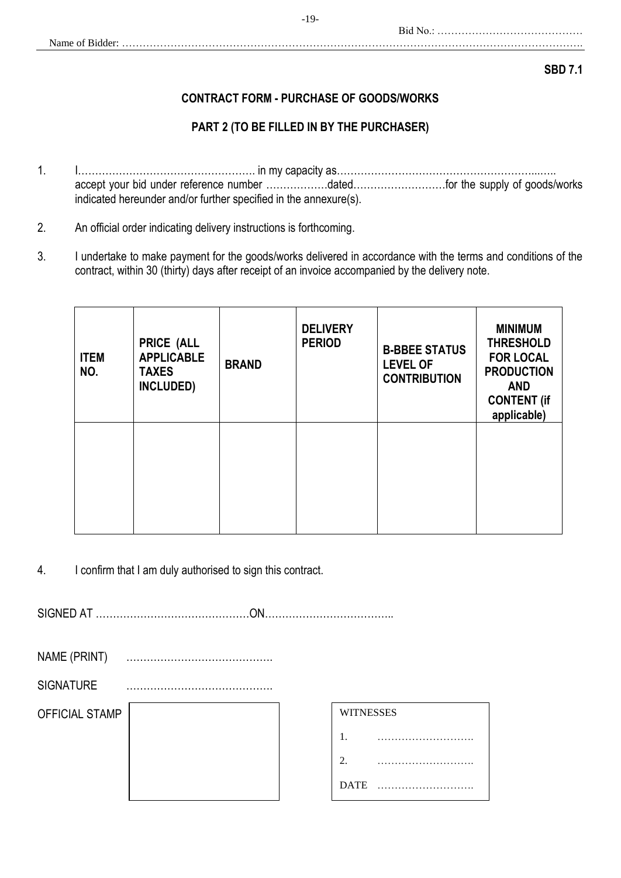Bid No.: ……………………………………

Name of Bidder: …………………………………………………………………………………………………………………….

**SBD 7.1**

## CONTRACT FORM - PURCHASE OF GOODS/WORKS

### PART 2 (TO BE FILLED IN BY THE PURCHASER)

1. I……………………………………………. in my capacity as…………………………………………………...….. accept your bid under reference number ……………….dated……………………….for the supply of goods/works indicated hereunder and/or further specified in the annexure(s).

2. An official order indicating delivery instructions is forthcoming.

3. I undertake to make payment for the goods/works delivered in accordance with the terms and conditions of the contract, within 30 (thirty) days after receipt of an invoice accompanied by the delivery note.

| ITEM NO. | PRICE (ALL APPLICABLE TAXES INCLUDED) | BRAND | DELIVERY PERIOD | B-BBEE STATUS LEVEL OF CONTRIBUTION | MINIMUM THRESHOLD FOR LOCAL PRODUCTION AND CONTENT (if applicable) |
|---|---|---|---|---|---|
| | | | | | |

4. I confirm that I am duly authorised to sign this contract.

SIGNED AT ………………………………………ON………………………………..

NAME (PRINT) …………………………………….

SIGNATURE …………………………………….

OFFICIAL STAMP

WITNESSES

1. ……………………….

2. ……………………….

DATE ……………………….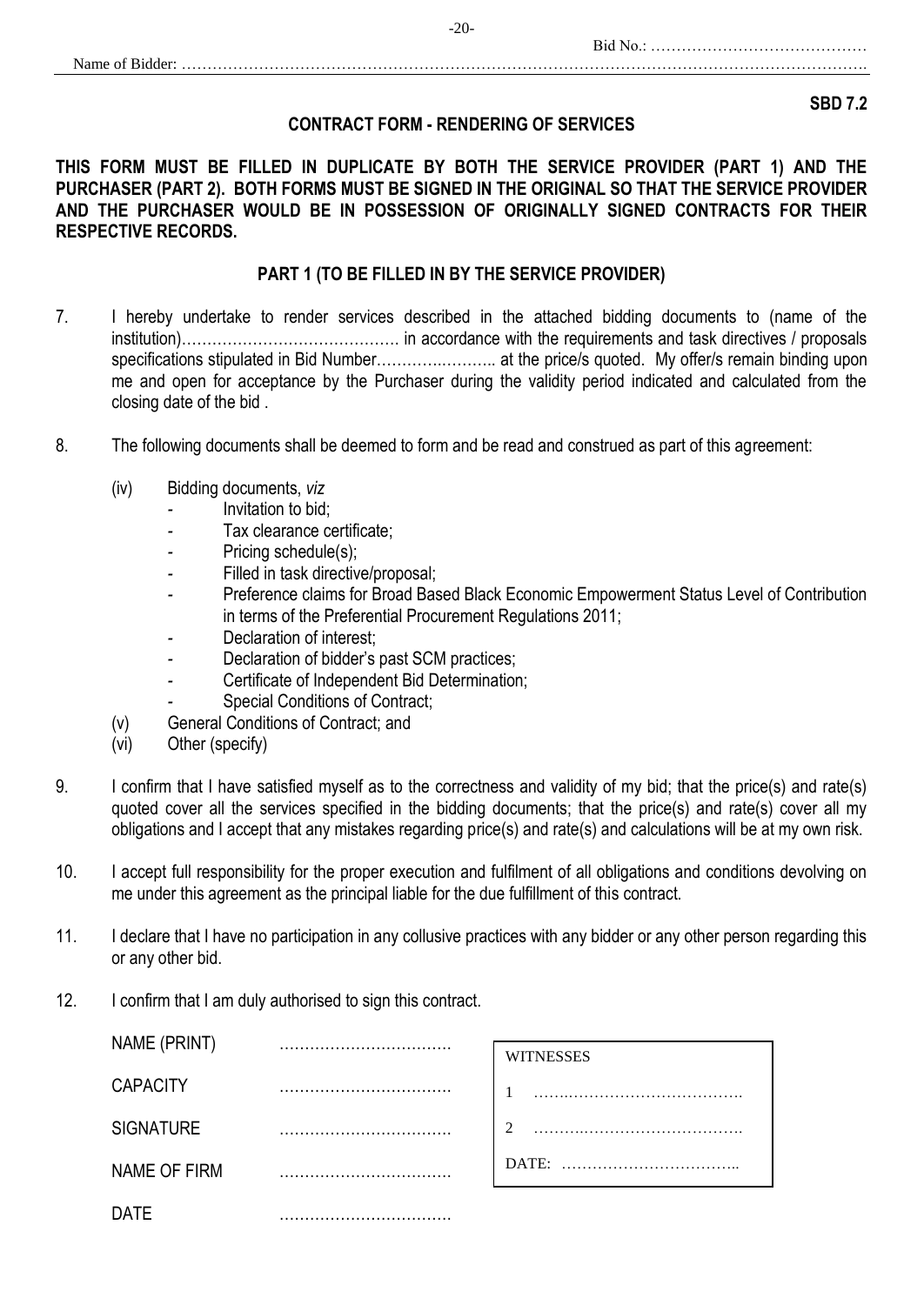Bid No.: ……………………………………

Name of Bidder: ……………………………………………………………………………………………………………………

**SBD 7.2**

## CONTRACT FORM - RENDERING OF SERVICES

**THIS FORM MUST BE FILLED IN DUPLICATE BY BOTH THE SERVICE PROVIDER (PART 1) AND THE PURCHASER (PART 2). BOTH FORMS MUST BE SIGNED IN THE ORIGINAL SO THAT THE SERVICE PROVIDER AND THE PURCHASER WOULD BE IN POSSESSION OF ORIGINALLY SIGNED CONTRACTS FOR THEIR RESPECTIVE RECORDS.**

### PART 1 (TO BE FILLED IN BY THE SERVICE PROVIDER)

7. I hereby undertake to render services described in the attached bidding documents to (name of the institution)……………………………………. in accordance with the requirements and task directives / proposals specifications stipulated in Bid Number………….……….. at the price/s quoted. My offer/s remain binding upon me and open for acceptance by the Purchaser during the validity period indicated and calculated from the closing date of the bid .

8. The following documents shall be deemed to form and be read and construed as part of this agreement:

   (iv) Bidding documents, *viz*
   - Invitation to bid;
   - Tax clearance certificate;
   - Pricing schedule(s);
   - Filled in task directive/proposal;
   - Preference claims for Broad Based Black Economic Empowerment Status Level of Contribution in terms of the Preferential Procurement Regulations 2011;
   - Declaration of interest;
   - Declaration of bidder's past SCM practices;
   - Certificate of Independent Bid Determination;
   - Special Conditions of Contract;

   (v) General Conditions of Contract; and

   (vi) Other (specify)

9. I confirm that I have satisfied myself as to the correctness and validity of my bid; that the price(s) and rate(s) quoted cover all the services specified in the bidding documents; that the price(s) and rate(s) cover all my obligations and I accept that any mistakes regarding price(s) and rate(s) and calculations will be at my own risk.

10. I accept full responsibility for the proper execution and fulfilment of all obligations and conditions devolving on me under this agreement as the principal liable for the due fulfillment of this contract.

11. I declare that I have no participation in any collusive practices with any bidder or any other person regarding this or any other bid.

12. I confirm that I am duly authorised to sign this contract.

NAME (PRINT) ……………………………

CAPACITY ……………………………

SIGNATURE ……………………………

NAME OF FIRM ……………………………

DATE ……………………………

| WITNESSES |
|---|
| 1 ………………………………… |
| 2 ………………………………… |
| DATE: …………………………….. |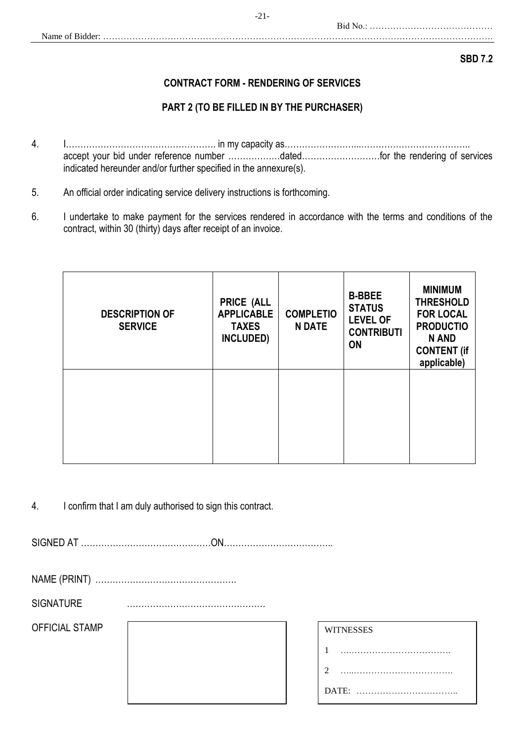Bid No.: ……………………………………

Name of Bidder: ……………………………………………………………………………………………………………………

**SBD 7.2**

## CONTRACT FORM - RENDERING OF SERVICES

### PART 2 (TO BE FILLED IN BY THE PURCHASER)

4. I…………………………………………… in my capacity as……………………...……………………………….. accept your bid under reference number ………………dated………………………for the rendering of services indicated hereunder and/or further specified in the annexure(s).

5. An official order indicating service delivery instructions is forthcoming.

6. I undertake to make payment for the services rendered in accordance with the terms and conditions of the contract, within 30 (thirty) days after receipt of an invoice.

| DESCRIPTION OF SERVICE | PRICE (ALL APPLICABLE TAXES INCLUDED) | COMPLETION DATE | B-BBEE STATUS LEVEL OF CONTRIBUTION | MINIMUM THRESHOLD FOR LOCAL PRODUCTION AND CONTENT (if applicable) |
|---|---|---|---|---|
| | | | | |

4. I confirm that I am duly authorised to sign this contract.

SIGNED AT ………………………………………ON………………………………..

NAME (PRINT) ………………………………………….

SIGNATURE …………………………………………

OFFICIAL STAMP

WITNESSES

1 ….……………………………….

2 …..…………………………….

DATE: ……………………………..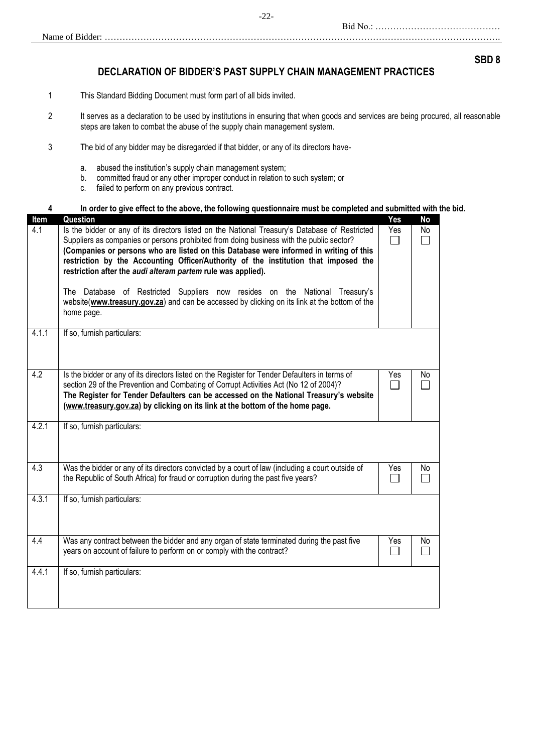Bid No.: ……………………………………

Name of Bidder: ……………………………………………………………………………………………………………………….

**SBD 8**

## DECLARATION OF BIDDER'S PAST SUPPLY CHAIN MANAGEMENT PRACTICES

1. This Standard Bidding Document must form part of all bids invited.
2. It serves as a declaration to be used by institutions in ensuring that when goods and services are being procured, all reasonable steps are taken to combat the abuse of the supply chain management system.
3. The bid of any bidder may be disregarded if that bidder, or any of its directors have-
   a. abused the institution's supply chain management system;
   b. committed fraud or any other improper conduct in relation to such system; or
   c. failed to perform on any previous contract.
4. **In order to give effect to the above, the following questionnaire must be completed and submitted with the bid.**

| Item | Question | Yes | No |
|---|---|---|---|
| 4.1 | Is the bidder or any of its directors listed on the National Treasury's Database of Restricted Suppliers as companies or persons prohibited from doing business with the public sector? **(Companies or persons who are listed on this Database were informed in writing of this restriction by the Accounting Officer/Authority of the institution that imposed the restriction after the *audi alteram partem* rule was applied).**<br><br>The Database of Restricted Suppliers now resides on the National Treasury's website(**www.treasury.gov.za**) and can be accessed by clicking on its link at the bottom of the home page. | Yes ☐ | No ☐ |
| 4.1.1 | If so, furnish particulars: | | |
| 4.2 | Is the bidder or any of its directors listed on the Register for Tender Defaulters in terms of section 29 of the Prevention and Combating of Corrupt Activities Act (No 12 of 2004)? **The Register for Tender Defaulters can be accessed on the National Treasury's website (www.treasury.gov.za) by clicking on its link at the bottom of the home page.** | Yes ☐ | No ☐ |
| 4.2.1 | If so, furnish particulars: | | |
| 4.3 | Was the bidder or any of its directors convicted by a court of law (including a court outside of the Republic of South Africa) for fraud or corruption during the past five years? | Yes ☐ | No ☐ |
| 4.3.1 | If so, furnish particulars: | | |
| 4.4 | Was any contract between the bidder and any organ of state terminated during the past five years on account of failure to perform on or comply with the contract? | Yes ☐ | No ☐ |
| 4.4.1 | If so, furnish particulars: | | |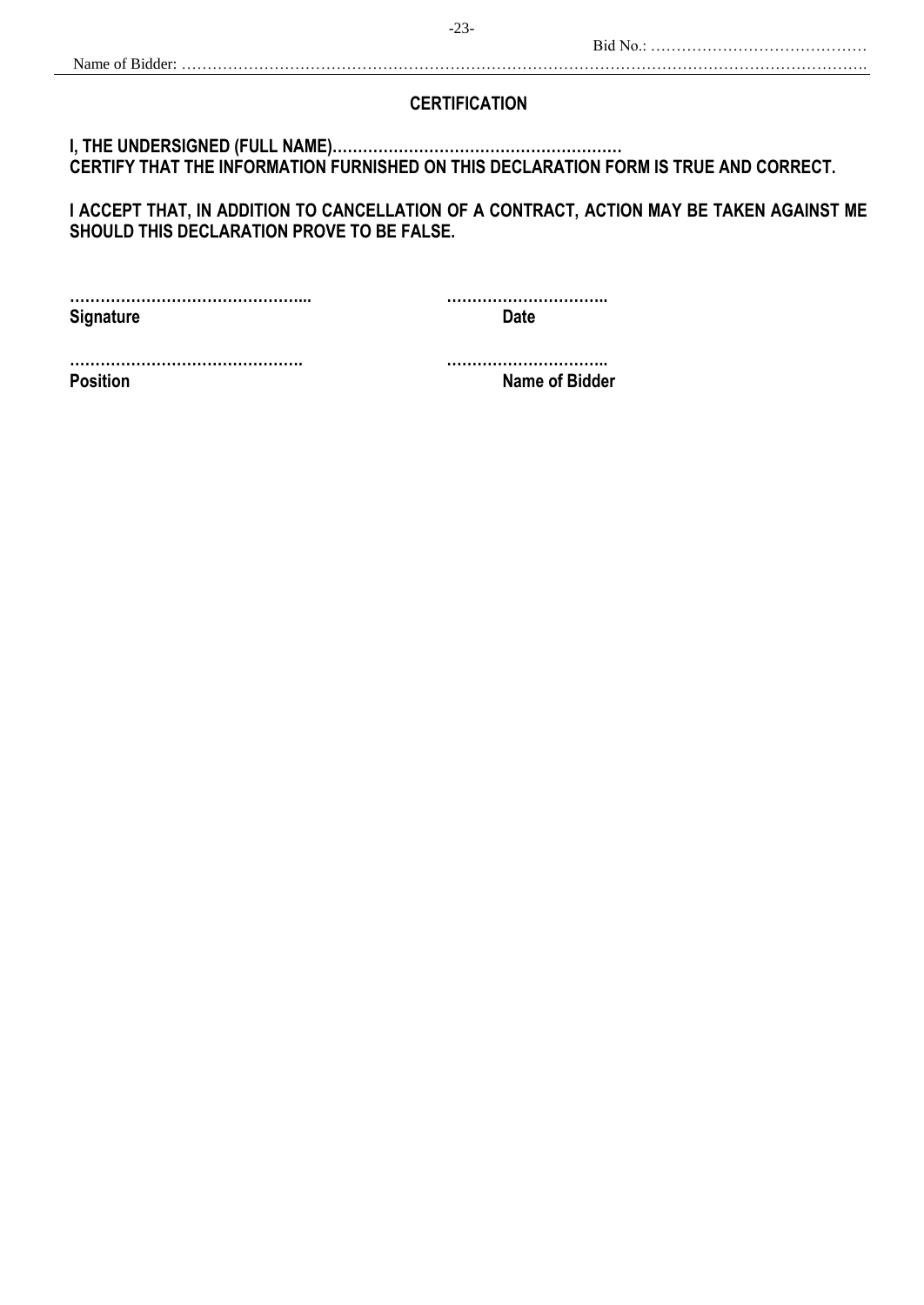Bid No.: ……………………………………

Name of Bidder: ……………………………………………………………………………………………………………………

## CERTIFICATION

**I, THE UNDERSIGNED (FULL NAME)…………………………………………………**
**CERTIFY THAT THE INFORMATION FURNISHED ON THIS DECLARATION FORM IS TRUE AND CORRECT.**

**I ACCEPT THAT, IN ADDITION TO CANCELLATION OF A CONTRACT, ACTION MAY BE TAKEN AGAINST ME SHOULD THIS DECLARATION PROVE TO BE FALSE.**

| ………………………………………... | ………………………….. |
|---|---|
| **Signature** | **Date** |
| ………………………………………. | ………………………….. |
| **Position** | **Name of Bidder** |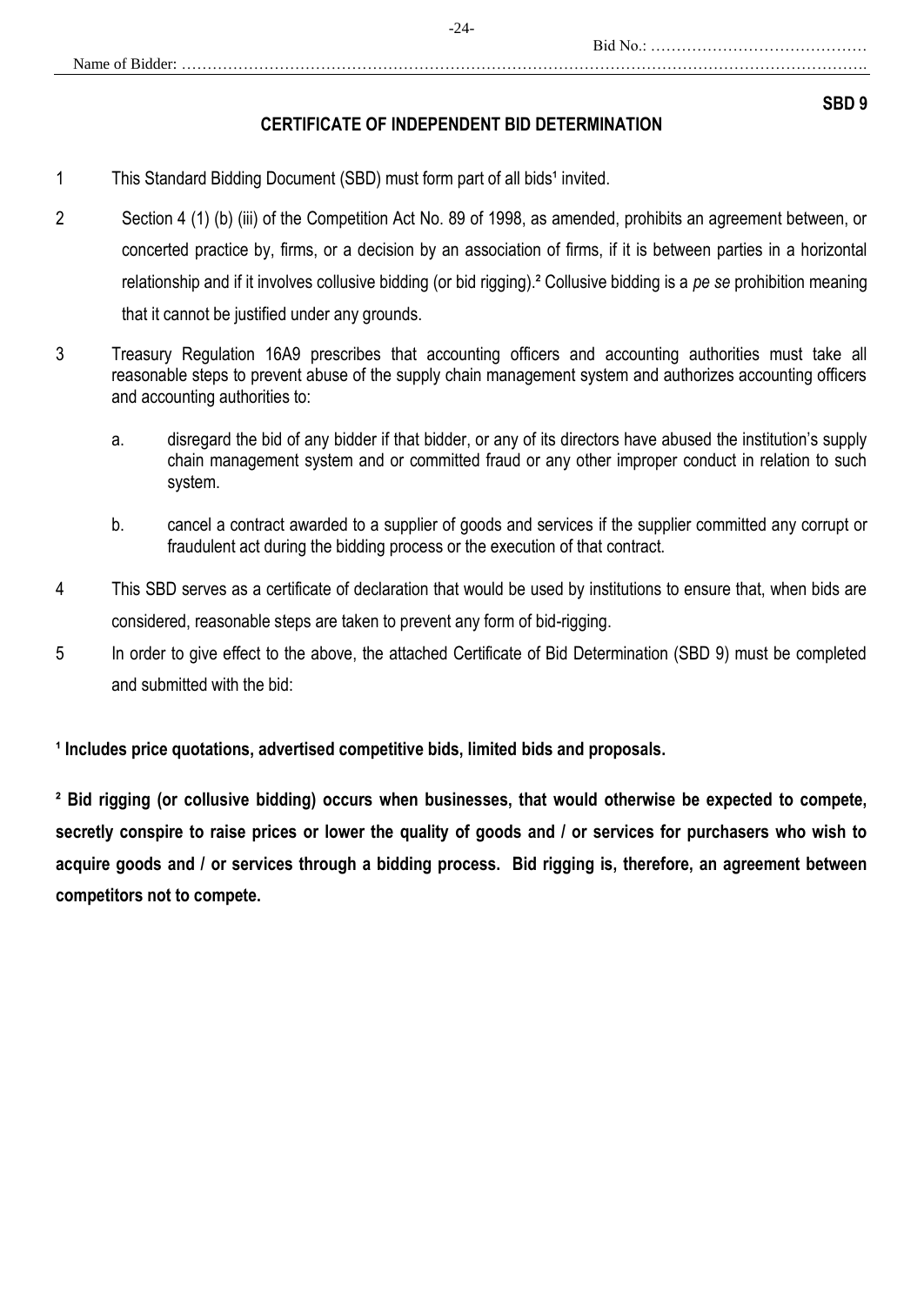Bid No.: ……………………………………

Name of Bidder: ……………………………………………………………………………………………………………………

**SBD 9**

## CERTIFICATE OF INDEPENDENT BID DETERMINATION

1. This Standard Bidding Document (SBD) must form part of all bids[1] invited.

2. Section 4 (1) (b) (iii) of the Competition Act No. 89 of 1998, as amended, prohibits an agreement between, or concerted practice by, firms, or a decision by an association of firms, if it is between parties in a horizontal relationship and if it involves collusive bidding (or bid rigging).[2] Collusive bidding is a *pe se* prohibition meaning that it cannot be justified under any grounds.

3. Treasury Regulation 16A9 prescribes that accounting officers and accounting authorities must take all reasonable steps to prevent abuse of the supply chain management system and authorizes accounting officers and accounting authorities to:

   a. disregard the bid of any bidder if that bidder, or any of its directors have abused the institution's supply chain management system and or committed fraud or any other improper conduct in relation to such system.

   b. cancel a contract awarded to a supplier of goods and services if the supplier committed any corrupt or fraudulent act during the bidding process or the execution of that contract.

4. This SBD serves as a certificate of declaration that would be used by institutions to ensure that, when bids are considered, reasonable steps are taken to prevent any form of bid-rigging.

5. In order to give effect to the above, the attached Certificate of Bid Determination (SBD 9) must be completed and submitted with the bid:

**[1] Includes price quotations, advertised competitive bids, limited bids and proposals.**

**[2] Bid rigging (or collusive bidding) occurs when businesses, that would otherwise be expected to compete, secretly conspire to raise prices or lower the quality of goods and / or services for purchasers who wish to acquire goods and / or services through a bidding process. Bid rigging is, therefore, an agreement between competitors not to compete.**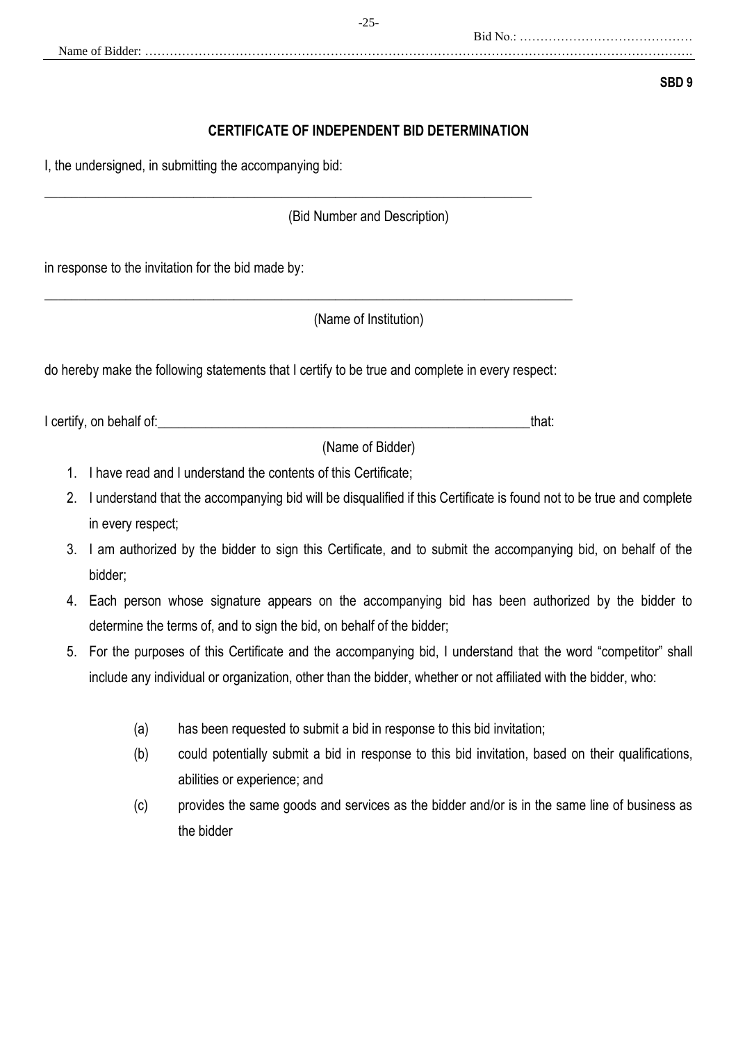Bid No.: ……………………………………

Name of Bidder: ………………………………………………………………………………………………………………….

**SBD 9**

## CERTIFICATE OF INDEPENDENT BID DETERMINATION

I, the undersigned, in submitting the accompanying bid:

\_\_\_\_\_\_\_\_\_\_\_\_\_\_\_\_\_\_\_\_\_\_\_\_\_\_\_\_\_\_\_\_\_\_\_\_\_\_\_\_\_\_\_\_\_\_\_\_\_\_\_\_\_\_\_\_\_\_\_\_\_\_\_\_\_\_\_\_\_\_

(Bid Number and Description)

in response to the invitation for the bid made by:

\_\_\_\_\_\_\_\_\_\_\_\_\_\_\_\_\_\_\_\_\_\_\_\_\_\_\_\_\_\_\_\_\_\_\_\_\_\_\_\_\_\_\_\_\_\_\_\_\_\_\_\_\_\_\_\_\_\_\_\_\_\_\_\_\_\_\_\_\_\_\_\_\_\_

(Name of Institution)

do hereby make the following statements that I certify to be true and complete in every respect:

I certify, on behalf of:\_\_\_\_\_\_\_\_\_\_\_\_\_\_\_\_\_\_\_\_\_\_\_\_\_\_\_\_\_\_\_\_\_\_\_\_\_\_\_\_\_\_\_\_\_\_\_\_\_\_\_\_\_that:

(Name of Bidder)

1. I have read and I understand the contents of this Certificate;
2. I understand that the accompanying bid will be disqualified if this Certificate is found not to be true and complete in every respect;
3. I am authorized by the bidder to sign this Certificate, and to submit the accompanying bid, on behalf of the bidder;
4. Each person whose signature appears on the accompanying bid has been authorized by the bidder to determine the terms of, and to sign the bid, on behalf of the bidder;
5. For the purposes of this Certificate and the accompanying bid, I understand that the word "competitor" shall include any individual or organization, other than the bidder, whether or not affiliated with the bidder, who:

   (a) has been requested to submit a bid in response to this bid invitation;

   (b) could potentially submit a bid in response to this bid invitation, based on their qualifications, abilities or experience; and

   (c) provides the same goods and services as the bidder and/or is in the same line of business as the bidder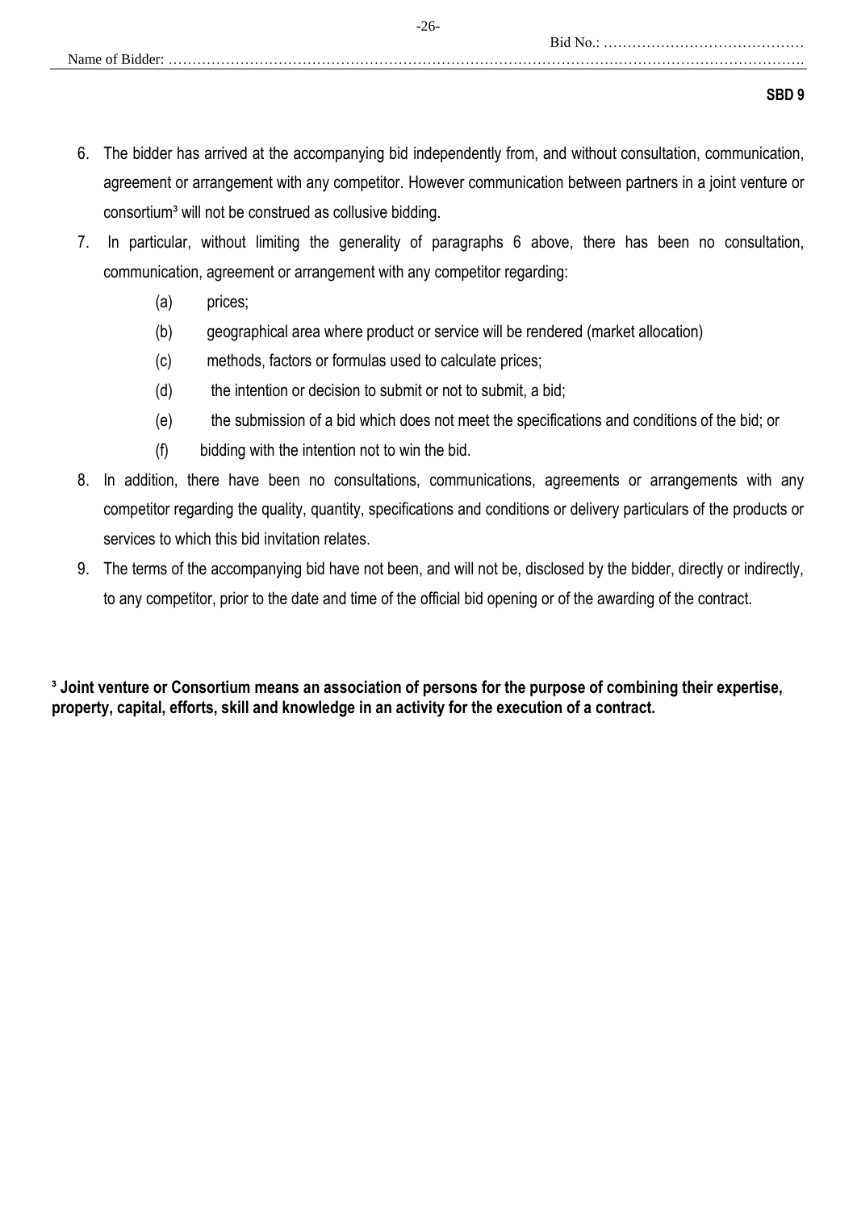Bid No.: ……………………………………

Name of Bidder: ………………………………………………………………………………………………………………

**SBD 9**

6. The bidder has arrived at the accompanying bid independently from, and without consultation, communication, agreement or arrangement with any competitor. However communication between partners in a joint venture or consortium[3] will not be construed as collusive bidding.
7. In particular, without limiting the generality of paragraphs 6 above, there has been no consultation, communication, agreement or arrangement with any competitor regarding:
   - (a) prices;
   - (b) geographical area where product or service will be rendered (market allocation)
   - (c) methods, factors or formulas used to calculate prices;
   - (d) the intention or decision to submit or not to submit, a bid;
   - (e) the submission of a bid which does not meet the specifications and conditions of the bid; or
   - (f) bidding with the intention not to win the bid.
8. In addition, there have been no consultations, communications, agreements or arrangements with any competitor regarding the quality, quantity, specifications and conditions or delivery particulars of the products or services to which this bid invitation relates.
9. The terms of the accompanying bid have not been, and will not be, disclosed by the bidder, directly or indirectly, to any competitor, prior to the date and time of the official bid opening or of the awarding of the contract.

**[3] Joint venture or Consortium means an association of persons for the purpose of combining their expertise, property, capital, efforts, skill and knowledge in an activity for the execution of a contract.**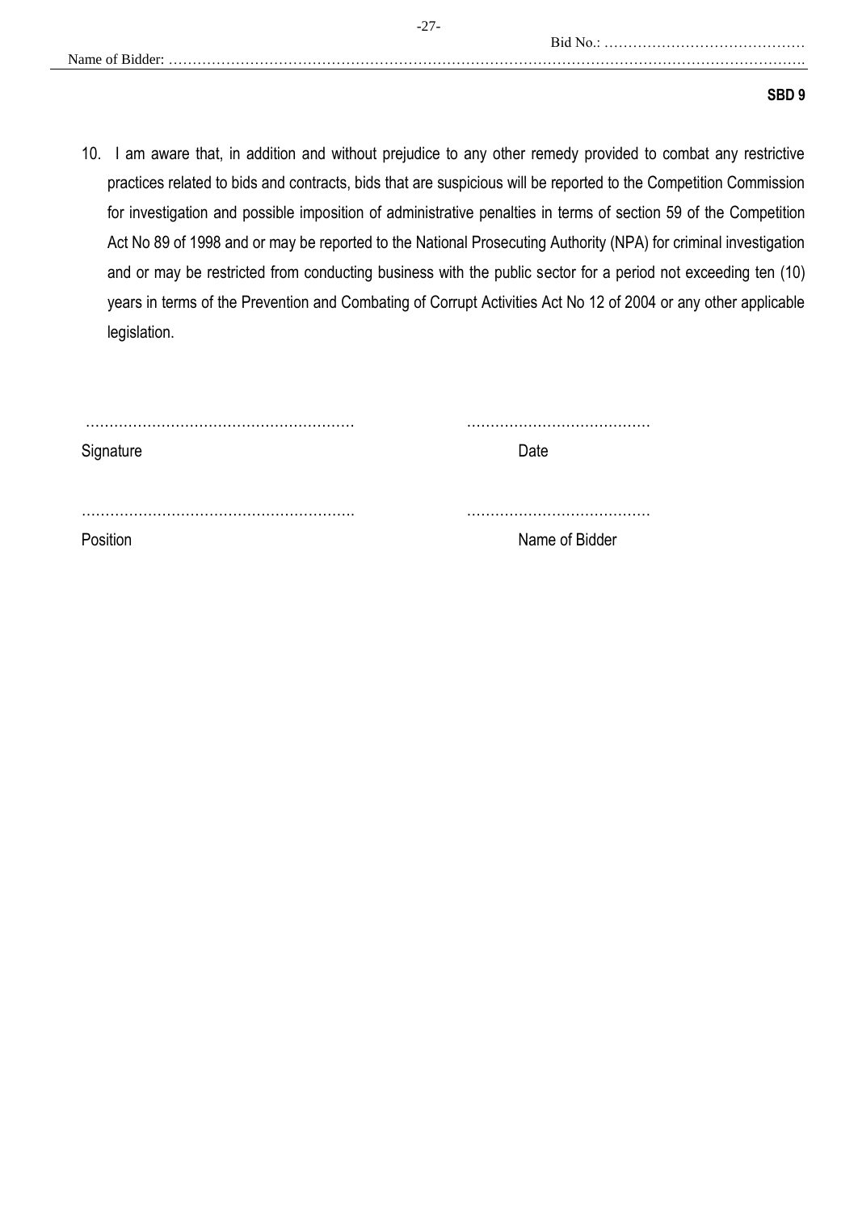Bid No.: ……………………………………

Name of Bidder: ……………………………………………………………………………………………………………………

**SBD 9**

10. I am aware that, in addition and without prejudice to any other remedy provided to combat any restrictive practices related to bids and contracts, bids that are suspicious will be reported to the Competition Commission for investigation and possible imposition of administrative penalties in terms of section 59 of the Competition Act No 89 of 1998 and or may be reported to the National Prosecuting Authority (NPA) for criminal investigation and or may be restricted from conducting business with the public sector for a period not exceeding ten (10) years in terms of the Prevention and Combating of Corrupt Activities Act No 12 of 2004 or any other applicable legislation.

………………………………………………… ………………………………… 

Signature Date

………………………………………………… …………………………………

Position Name of Bidder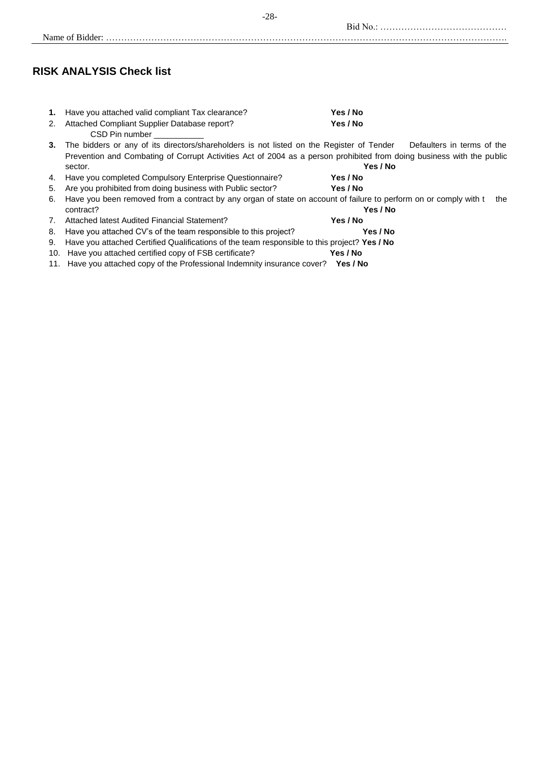Bid No.: ……………………………………

Name of Bidder: ……………………………………………………………………………………………………………………

## RISK ANALYSIS Check list

1. Have you attached valid compliant Tax clearance? **Yes / No**
2. Attached Compliant Supplier Database report? **Yes / No**
   CSD Pin number ___________
3. The bidders or any of its directors/shareholders is not listed on the Register of Tender Defaulters in terms of the Prevention and Combating of Corrupt Activities Act of 2004 as a person prohibited from doing business with the public sector. **Yes / No**
4. Have you completed Compulsory Enterprise Questionnaire? **Yes / No**
5. Are you prohibited from doing business with Public sector? **Yes / No**
6. Have you been removed from a contract by any organ of state on account of failure to perform on or comply with t the contract? **Yes / No**
7. Attached latest Audited Financial Statement? **Yes / No**
8. Have you attached CV's of the team responsible to this project? **Yes / No**
9. Have you attached Certified Qualifications of the team responsible to this project? **Yes / No**
10. Have you attached certified copy of FSB certificate? **Yes / No**
11. Have you attached copy of the Professional Indemnity insurance cover? **Yes / No**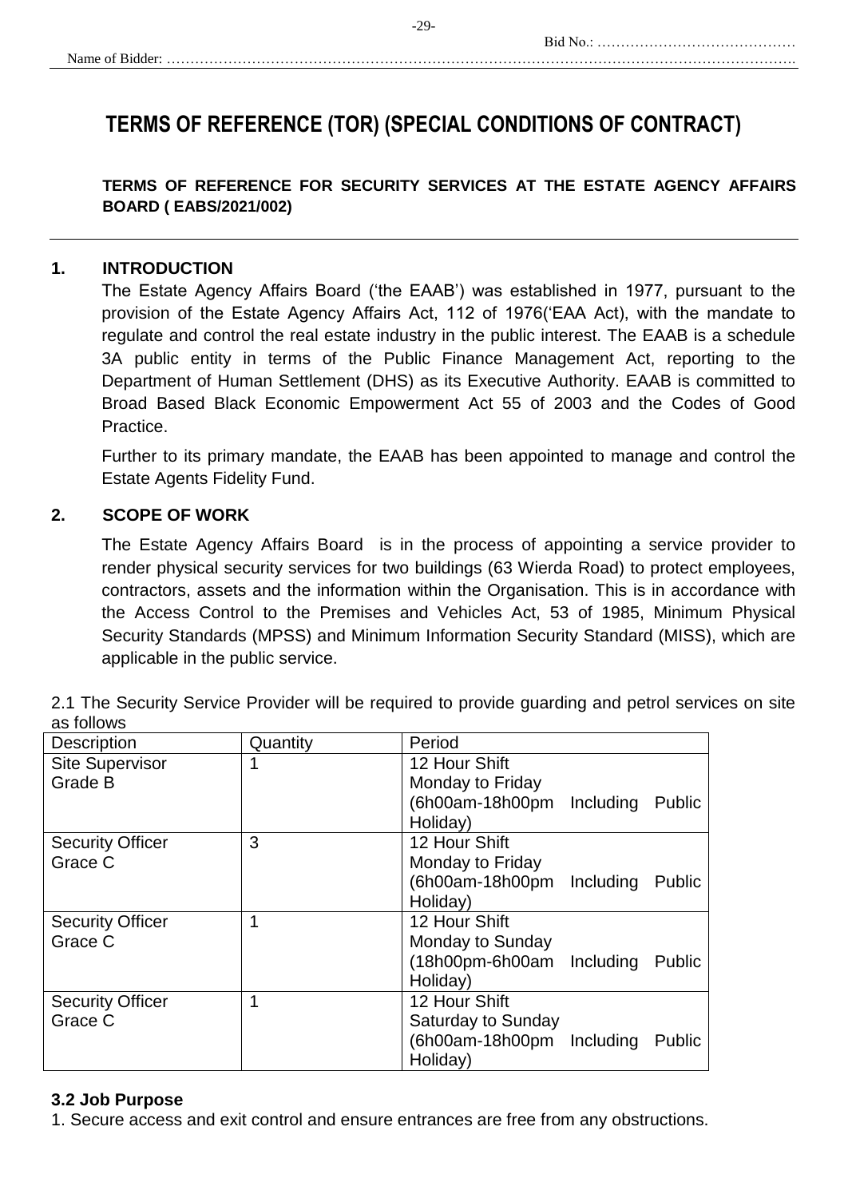Bid No.: ……………………………………

Name of Bidder: ……………………………………………………………………………………………………………………

# TERMS OF REFERENCE (TOR) (SPECIAL CONDITIONS OF CONTRACT)

**TERMS OF REFERENCE FOR SECURITY SERVICES AT THE ESTATE AGENCY AFFAIRS BOARD ( EABS/2021/002)**

## 1. INTRODUCTION

The Estate Agency Affairs Board ('the EAAB') was established in 1977, pursuant to the provision of the Estate Agency Affairs Act, 112 of 1976('EAA Act), with the mandate to regulate and control the real estate industry in the public interest. The EAAB is a schedule 3A public entity in terms of the Public Finance Management Act, reporting to the Department of Human Settlement (DHS) as its Executive Authority. EAAB is committed to Broad Based Black Economic Empowerment Act 55 of 2003 and the Codes of Good Practice.

Further to its primary mandate, the EAAB has been appointed to manage and control the Estate Agents Fidelity Fund.

## 2. SCOPE OF WORK

The Estate Agency Affairs Board is in the process of appointing a service provider to render physical security services for two buildings (63 Wierda Road) to protect employees, contractors, assets and the information within the Organisation. This is in accordance with the Access Control to the Premises and Vehicles Act, 53 of 1985, Minimum Physical Security Standards (MPSS) and Minimum Information Security Standard (MISS), which are applicable in the public service.

2.1 The Security Service Provider will be required to provide guarding and petrol services on site as follows

| Description | Quantity | Period |
|---|---|---|
| Site Supervisor Grade B | 1 | 12 Hour Shift Monday to Friday (6h00am-18h00pm Including Public Holiday) |
| Security Officer Grace C | 3 | 12 Hour Shift Monday to Friday (6h00am-18h00pm Including Public Holiday) |
| Security Officer Grace C | 1 | 12 Hour Shift Monday to Sunday (18h00pm-6h00am Including Public Holiday) |
| Security Officer Grace C | 1 | 12 Hour Shift Saturday to Sunday (6h00am-18h00pm Including Public Holiday) |

### 3.2 Job Purpose

1. Secure access and exit control and ensure entrances are free from any obstructions.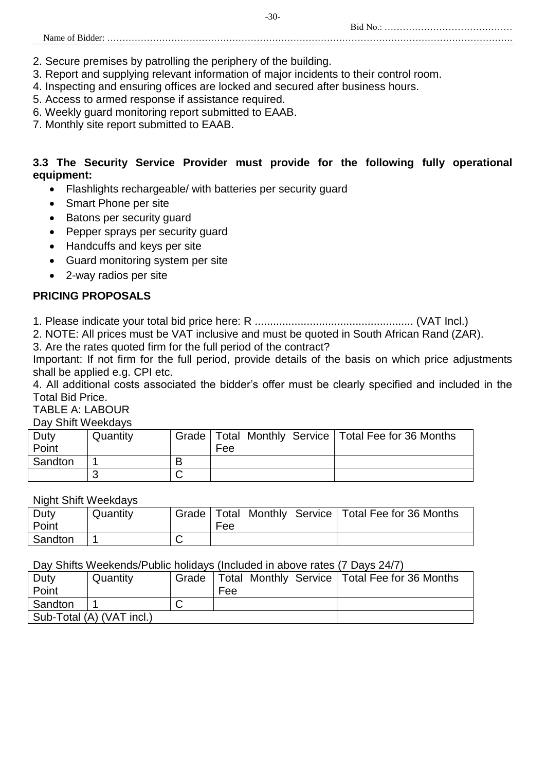2. Secure premises by patrolling the periphery of the building.
3. Report and supplying relevant information of major incidents to their control room.
4. Inspecting and ensuring offices are locked and secured after business hours.
5. Access to armed response if assistance required.
6. Weekly guard monitoring report submitted to EAAB.
7. Monthly site report submitted to EAAB.

**3.3 The Security Service Provider must provide for the following fully operational equipment:**

- Flashlights rechargeable/ with batteries per security guard
- Smart Phone per site
- Batons per security guard
- Pepper sprays per security guard
- Handcuffs and keys per site
- Guard monitoring system per site
- 2-way radios per site

**PRICING PROPOSALS**

1. Please indicate your total bid price here: R .................................................... (VAT Incl.)
2. NOTE: All prices must be VAT inclusive and must be quoted in South African Rand (ZAR).
3. Are the rates quoted firm for the full period of the contract?

Important: If not firm for the full period, provide details of the basis on which price adjustments shall be applied e.g. CPI etc.

4. All additional costs associated the bidder's offer must be clearly specified and included in the Total Bid Price.

TABLE A: LABOUR

Day Shift Weekdays

| Duty Point | Quantity | Grade | Total Monthly Service Fee | Total Fee for 36 Months |
|---|---|---|---|---|
| Sandton | 1 | B | | |
| | 3 | C | | |

Night Shift Weekdays

| Duty Point | Quantity | Grade | Total Monthly Service Fee | Total Fee for 36 Months |
|---|---|---|---|---|
| Sandton | 1 | C | | |

Day Shifts Weekends/Public holidays (Included in above rates (7 Days 24/7)

| Duty Point | Quantity | Grade | Total Monthly Service Fee | Total Fee for 36 Months |
|---|---|---|---|---|
| Sandton | 1 | C | | |
| Sub-Total (A) (VAT incl.) | | | | |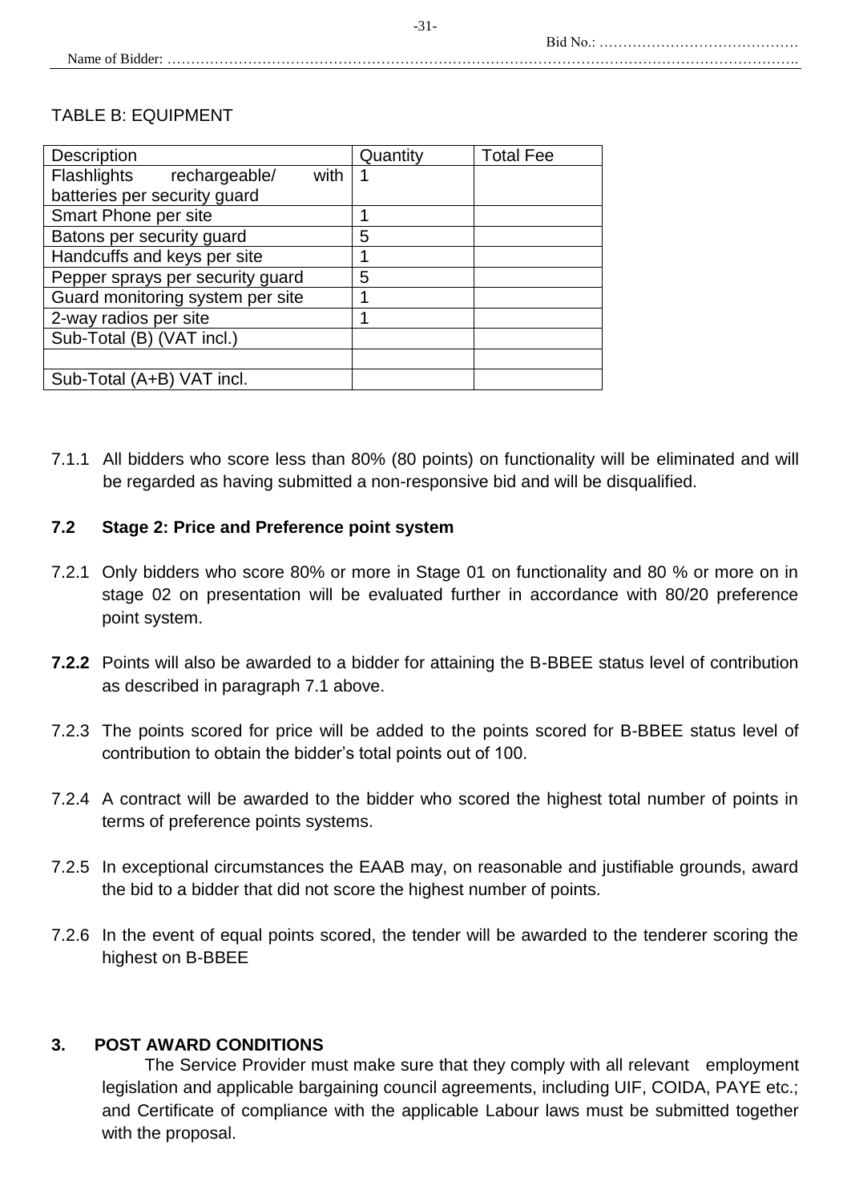Bid No.: ……………………………………

Name of Bidder: …………………………………………………………………………………………………………………….

TABLE B: EQUIPMENT

| Description | Quantity | Total Fee |
|---|---|---|
| Flashlights rechargeable/ with batteries per security guard | 1 | |
| Smart Phone per site | 1 | |
| Batons per security guard | 5 | |
| Handcuffs and keys per site | 1 | |
| Pepper sprays per security guard | 5 | |
| Guard monitoring system per site | 1 | |
| 2-way radios per site | 1 | |
| Sub-Total (B) (VAT incl.) | | |
| | | |
| Sub-Total (A+B) VAT incl. | | |

7.1.1 All bidders who score less than 80% (80 points) on functionality will be eliminated and will be regarded as having submitted a non-responsive bid and will be disqualified.

### 7.2 Stage 2: Price and Preference point system

7.2.1 Only bidders who score 80% or more in Stage 01 on functionality and 80 % or more on in stage 02 on presentation will be evaluated further in accordance with 80/20 preference point system.

**7.2.2** Points will also be awarded to a bidder for attaining the B-BBEE status level of contribution as described in paragraph 7.1 above.

7.2.3 The points scored for price will be added to the points scored for B-BBEE status level of contribution to obtain the bidder's total points out of 100.

7.2.4 A contract will be awarded to the bidder who scored the highest total number of points in terms of preference points systems.

7.2.5 In exceptional circumstances the EAAB may, on reasonable and justifiable grounds, award the bid to a bidder that did not score the highest number of points.

7.2.6 In the event of equal points scored, the tender will be awarded to the tenderer scoring the highest on B-BBEE

### 3. POST AWARD CONDITIONS

The Service Provider must make sure that they comply with all relevant employment legislation and applicable bargaining council agreements, including UIF, COIDA, PAYE etc.; and Certificate of compliance with the applicable Labour laws must be submitted together with the proposal.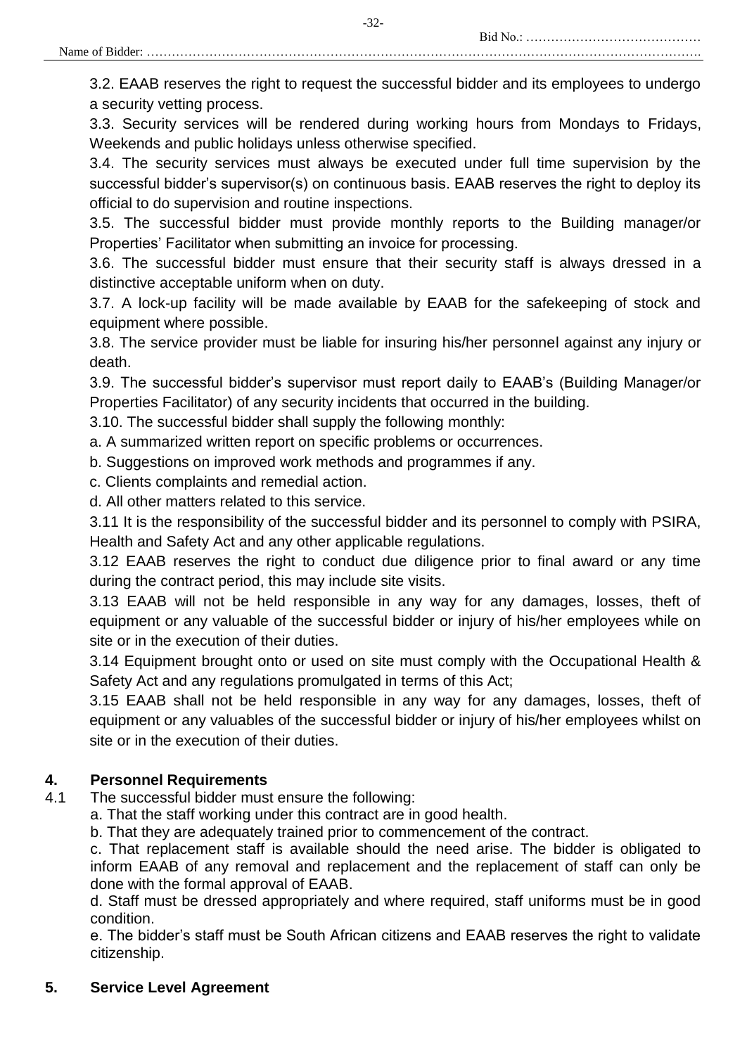3.2. EAAB reserves the right to request the successful bidder and its employees to undergo a security vetting process.

3.3. Security services will be rendered during working hours from Mondays to Fridays, Weekends and public holidays unless otherwise specified.

3.4. The security services must always be executed under full time supervision by the successful bidder's supervisor(s) on continuous basis. EAAB reserves the right to deploy its official to do supervision and routine inspections.

3.5. The successful bidder must provide monthly reports to the Building manager/or Properties' Facilitator when submitting an invoice for processing.

3.6. The successful bidder must ensure that their security staff is always dressed in a distinctive acceptable uniform when on duty.

3.7. A lock-up facility will be made available by EAAB for the safekeeping of stock and equipment where possible.

3.8. The service provider must be liable for insuring his/her personnel against any injury or death.

3.9. The successful bidder's supervisor must report daily to EAAB's (Building Manager/or Properties Facilitator) of any security incidents that occurred in the building.

3.10. The successful bidder shall supply the following monthly:

a. A summarized written report on specific problems or occurrences.

b. Suggestions on improved work methods and programmes if any.

c. Clients complaints and remedial action.

d. All other matters related to this service.

3.11 It is the responsibility of the successful bidder and its personnel to comply with PSIRA, Health and Safety Act and any other applicable regulations.

3.12 EAAB reserves the right to conduct due diligence prior to final award or any time during the contract period, this may include site visits.

3.13 EAAB will not be held responsible in any way for any damages, losses, theft of equipment or any valuable of the successful bidder or injury of his/her employees while on site or in the execution of their duties.

3.14 Equipment brought onto or used on site must comply with the Occupational Health & Safety Act and any regulations promulgated in terms of this Act;

3.15 EAAB shall not be held responsible in any way for any damages, losses, theft of equipment or any valuables of the successful bidder or injury of his/her employees whilst on site or in the execution of their duties.

## 4. Personnel Requirements

4.1 The successful bidder must ensure the following:

a. That the staff working under this contract are in good health.

b. That they are adequately trained prior to commencement of the contract.

c. That replacement staff is available should the need arise. The bidder is obligated to inform EAAB of any removal and replacement and the replacement of staff can only be done with the formal approval of EAAB.

d. Staff must be dressed appropriately and where required, staff uniforms must be in good condition.

e. The bidder's staff must be South African citizens and EAAB reserves the right to validate citizenship.

## 5. Service Level Agreement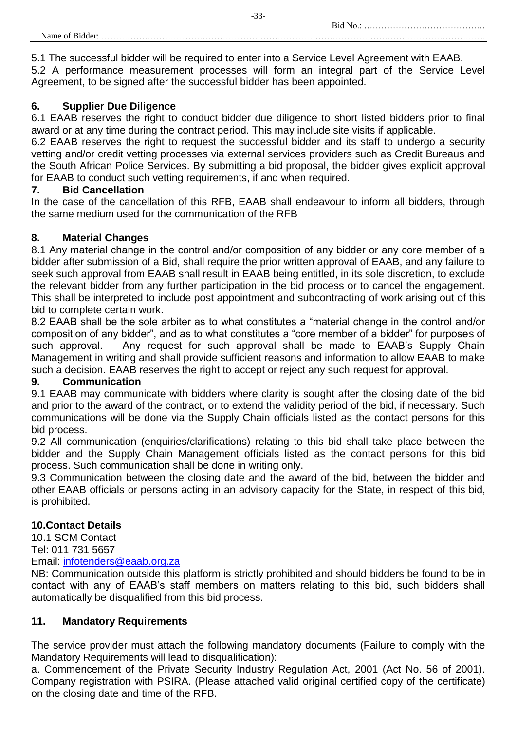5.1 The successful bidder will be required to enter into a Service Level Agreement with EAAB.

5.2 A performance measurement processes will form an integral part of the Service Level Agreement, to be signed after the successful bidder has been appointed.

## 6. Supplier Due Diligence

6.1 EAAB reserves the right to conduct bidder due diligence to short listed bidders prior to final award or at any time during the contract period. This may include site visits if applicable.

6.2 EAAB reserves the right to request the successful bidder and its staff to undergo a security vetting and/or credit vetting processes via external services providers such as Credit Bureaus and the South African Police Services. By submitting a bid proposal, the bidder gives explicit approval for EAAB to conduct such vetting requirements, if and when required.

## 7. Bid Cancellation

In the case of the cancellation of this RFB, EAAB shall endeavour to inform all bidders, through the same medium used for the communication of the RFB

## 8. Material Changes

8.1 Any material change in the control and/or composition of any bidder or any core member of a bidder after submission of a Bid, shall require the prior written approval of EAAB, and any failure to seek such approval from EAAB shall result in EAAB being entitled, in its sole discretion, to exclude the relevant bidder from any further participation in the bid process or to cancel the engagement. This shall be interpreted to include post appointment and subcontracting of work arising out of this bid to complete certain work.

8.2 EAAB shall be the sole arbiter as to what constitutes a "material change in the control and/or composition of any bidder", and as to what constitutes a "core member of a bidder" for purposes of such approval. Any request for such approval shall be made to EAAB's Supply Chain Management in writing and shall provide sufficient reasons and information to allow EAAB to make such a decision. EAAB reserves the right to accept or reject any such request for approval.

## 9. Communication

9.1 EAAB may communicate with bidders where clarity is sought after the closing date of the bid and prior to the award of the contract, or to extend the validity period of the bid, if necessary. Such communications will be done via the Supply Chain officials listed as the contact persons for this bid process.

9.2 All communication (enquiries/clarifications) relating to this bid shall take place between the bidder and the Supply Chain Management officials listed as the contact persons for this bid process. Such communication shall be done in writing only.

9.3 Communication between the closing date and the award of the bid, between the bidder and other EAAB officials or persons acting in an advisory capacity for the State, in respect of this bid, is prohibited.

## 10.Contact Details

10.1 SCM Contact
Tel: 011 731 5657
Email: infotenders@eaab.org.za

NB: Communication outside this platform is strictly prohibited and should bidders be found to be in contact with any of EAAB's staff members on matters relating to this bid, such bidders shall automatically be disqualified from this bid process.

## 11. Mandatory Requirements

The service provider must attach the following mandatory documents (Failure to comply with the Mandatory Requirements will lead to disqualification):

a. Commencement of the Private Security Industry Regulation Act, 2001 (Act No. 56 of 2001). Company registration with PSIRA. (Please attached valid original certified copy of the certificate) on the closing date and time of the RFB.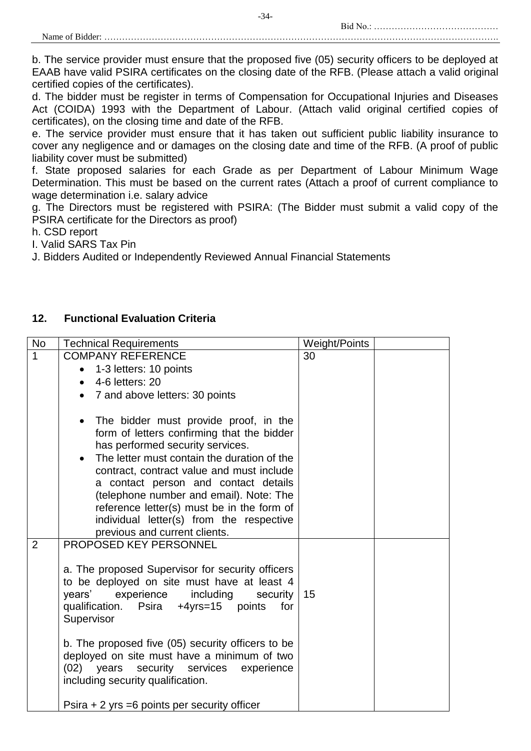b. The service provider must ensure that the proposed five (05) security officers to be deployed at EAAB have valid PSIRA certificates on the closing date of the RFB. (Please attach a valid original certified copies of the certificates).

d. The bidder must be register in terms of Compensation for Occupational Injuries and Diseases Act (COIDA) 1993 with the Department of Labour. (Attach valid original certified copies of certificates), on the closing time and date of the RFB.

e. The service provider must ensure that it has taken out sufficient public liability insurance to cover any negligence and or damages on the closing date and time of the RFB. (A proof of public liability cover must be submitted)

f. State proposed salaries for each Grade as per Department of Labour Minimum Wage Determination. This must be based on the current rates (Attach a proof of current compliance to wage determination i.e. salary advice

g. The Directors must be registered with PSIRA: (The Bidder must submit a valid copy of the PSIRA certificate for the Directors as proof)

h. CSD report

I. Valid SARS Tax Pin

J. Bidders Audited or Independently Reviewed Annual Financial Statements

## 12. Functional Evaluation Criteria

| No | Technical Requirements | Weight/Points | |
|---|---|---|---|
| 1 | COMPANY REFERENCE<br>• 1-3 letters: 10 points<br>• 4-6 letters: 20<br>• 7 and above letters: 30 points<br><br>• The bidder must provide proof, in the form of letters confirming that the bidder has performed security services.<br>• The letter must contain the duration of the contract, contract value and must include a contact person and contact details (telephone number and email). Note: The reference letter(s) must be in the form of individual letter(s) from the respective previous and current clients. | 30 | |
| 2 | PROPOSED KEY PERSONNEL<br><br>a. The proposed Supervisor for security officers to be deployed on site must have at least 4 years' experience including security qualification. Psira +4yrs=15 points for Supervisor<br><br>b. The proposed five (05) security officers to be deployed on site must have a minimum of two (02) years security services experience including security qualification.<br><br>Psira + 2 yrs =6 points per security officer | 15 | |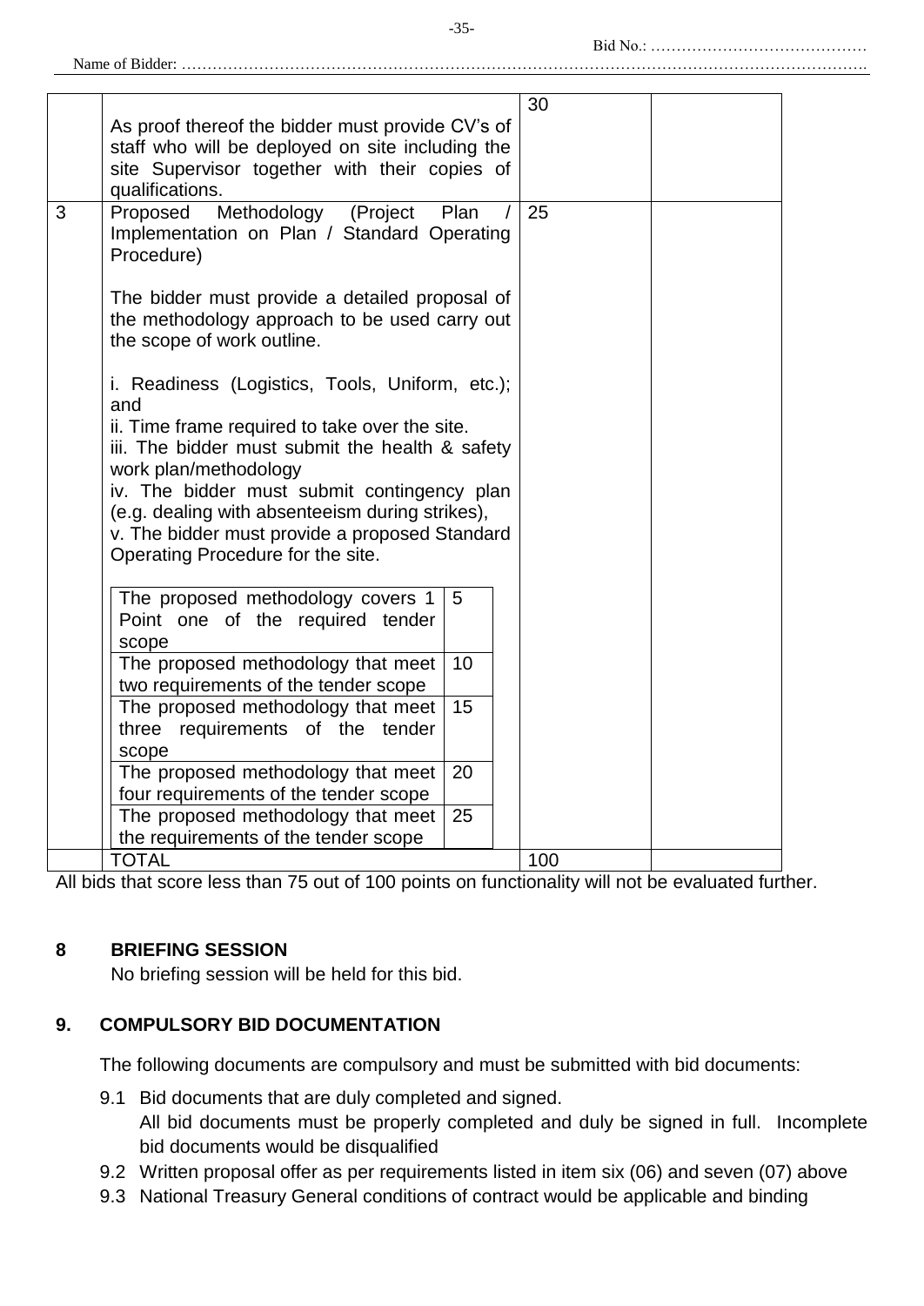Bid No.: ……………………………………

Name of Bidder: ……………………………………………………………………………………………………………………….

| | | | |
|---|---|---|---|
| | As proof thereof the bidder must provide CV's of staff who will be deployed on site including the site Supervisor together with their copies of qualifications. | 30 | |
| 3 | Proposed Methodology (Project Plan / Implementation on Plan / Standard Operating Procedure)<br><br>The bidder must provide a detailed proposal of the methodology approach to be used carry out the scope of work outline.<br><br>i. Readiness (Logistics, Tools, Uniform, etc.); and<br>ii. Time frame required to take over the site.<br>iii. The bidder must submit the health & safety work plan/methodology<br>iv. The bidder must submit contingency plan (e.g. dealing with absenteeism during strikes),<br>v. The bidder must provide a proposed Standard Operating Procedure for the site.<br><br>The proposed methodology covers 1 Point one of the required tender scope — 5<br>The proposed methodology that meet two requirements of the tender scope — 10<br>The proposed methodology that meet three requirements of the tender scope — 15<br>The proposed methodology that meet four requirements of the tender scope — 20<br>The proposed methodology that meet the requirements of the tender scope — 25 | 25 | |
| | TOTAL | 100 | |

All bids that score less than 75 out of 100 points on functionality will not be evaluated further.

## 8 BRIEFING SESSION

No briefing session will be held for this bid.

## 9. COMPULSORY BID DOCUMENTATION

The following documents are compulsory and must be submitted with bid documents:

9.1 Bid documents that are duly completed and signed.
All bid documents must be properly completed and duly be signed in full. Incomplete bid documents would be disqualified

9.2 Written proposal offer as per requirements listed in item six (06) and seven (07) above

9.3 National Treasury General conditions of contract would be applicable and binding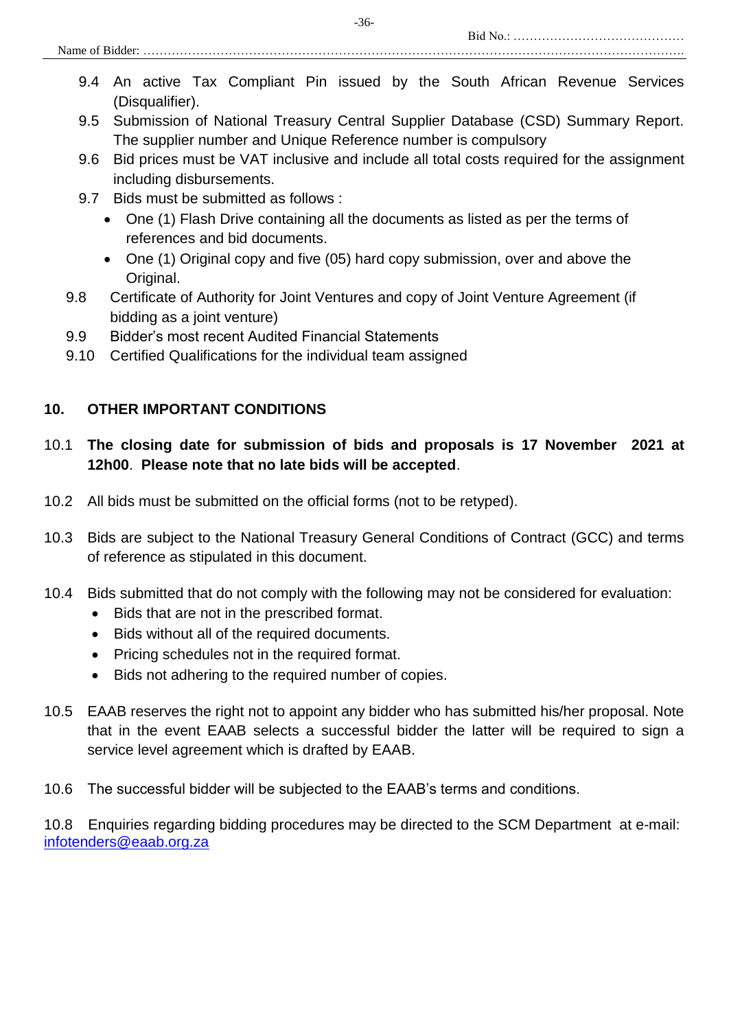- 9.4 An active Tax Compliant Pin issued by the South African Revenue Services (Disqualifier).
- 9.5 Submission of National Treasury Central Supplier Database (CSD) Summary Report. The supplier number and Unique Reference number is compulsory
- 9.6 Bid prices must be VAT inclusive and include all total costs required for the assignment including disbursements.
- 9.7 Bids must be submitted as follows :
  - One (1) Flash Drive containing all the documents as listed as per the terms of references and bid documents.
  - One (1) Original copy and five (05) hard copy submission, over and above the Original.
- 9.8 Certificate of Authority for Joint Ventures and copy of Joint Venture Agreement (if bidding as a joint venture)
- 9.9 Bidder's most recent Audited Financial Statements
- 9.10 Certified Qualifications for the individual team assigned

## 10. OTHER IMPORTANT CONDITIONS

10.1 **The closing date for submission of bids and proposals is 17 November 2021 at 12h00**. **Please note that no late bids will be accepted**.

10.2 All bids must be submitted on the official forms (not to be retyped).

10.3 Bids are subject to the National Treasury General Conditions of Contract (GCC) and terms of reference as stipulated in this document.

10.4 Bids submitted that do not comply with the following may not be considered for evaluation:

- Bids that are not in the prescribed format.
- Bids without all of the required documents.
- Pricing schedules not in the required format.
- Bids not adhering to the required number of copies.

10.5 EAAB reserves the right not to appoint any bidder who has submitted his/her proposal. Note that in the event EAAB selects a successful bidder the latter will be required to sign a service level agreement which is drafted by EAAB.

10.6 The successful bidder will be subjected to the EAAB's terms and conditions.

10.8 Enquiries regarding bidding procedures may be directed to the SCM Department at e-mail: infotenders@eaab.org.za